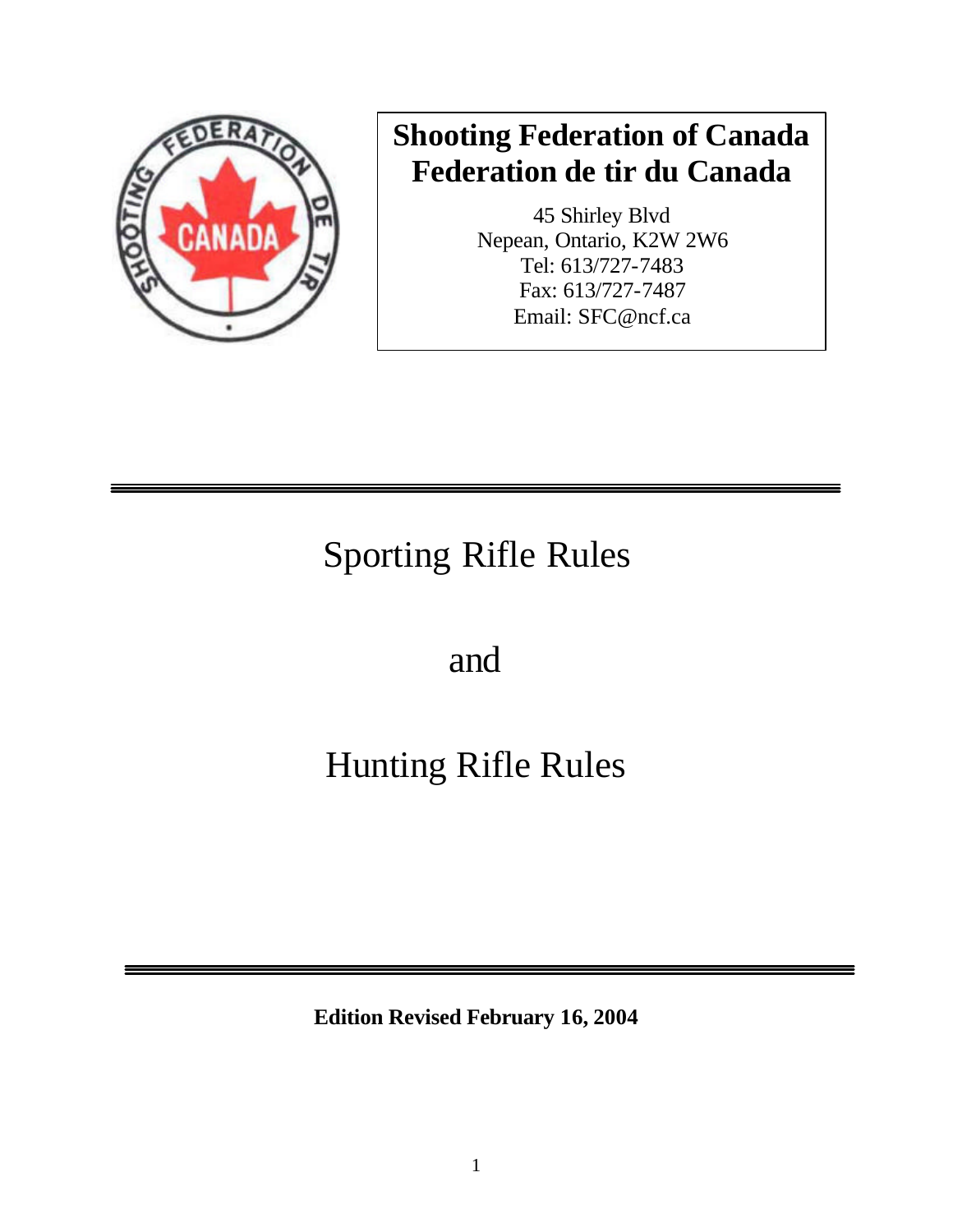# Shooting Federation of Canada
# Federation de tir du Canada

45 Shirley Blvd
Nepean, Ontario, K2W 2W6
Tel: 613/727-7483
Fax: 613/727-7487
Email: SFC@ncf.ca

---

# Sporting Rifle Rules

# and

# Hunting Rifle Rules

---

**Edition Revised February 16, 2004**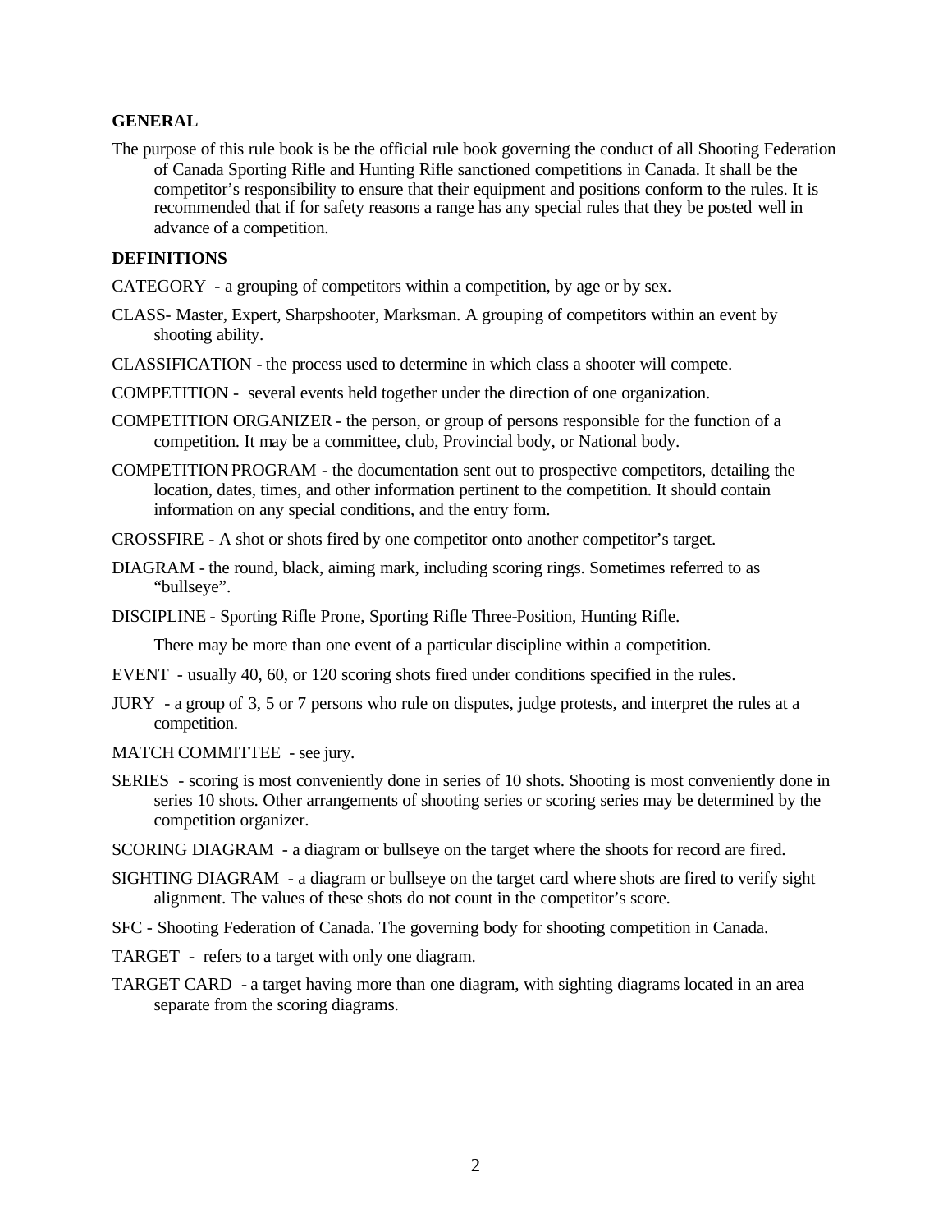## GENERAL

The purpose of this rule book is be the official rule book governing the conduct of all Shooting Federation of Canada Sporting Rifle and Hunting Rifle sanctioned competitions in Canada. It shall be the competitor's responsibility to ensure that their equipment and positions conform to the rules. It is recommended that if for safety reasons a range has any special rules that they be posted well in advance of a competition.

## DEFINITIONS

CATEGORY - a grouping of competitors within a competition, by age or by sex.

CLASS- Master, Expert, Sharpshooter, Marksman. A grouping of competitors within an event by shooting ability.

CLASSIFICATION - the process used to determine in which class a shooter will compete.

COMPETITION - several events held together under the direction of one organization.

COMPETITION ORGANIZER - the person, or group of persons responsible for the function of a competition. It may be a committee, club, Provincial body, or National body.

COMPETITION PROGRAM - the documentation sent out to prospective competitors, detailing the location, dates, times, and other information pertinent to the competition. It should contain information on any special conditions, and the entry form.

CROSSFIRE - A shot or shots fired by one competitor onto another competitor's target.

DIAGRAM - the round, black, aiming mark, including scoring rings. Sometimes referred to as "bullseye".

DISCIPLINE - Sporting Rifle Prone, Sporting Rifle Three-Position, Hunting Rifle.

There may be more than one event of a particular discipline within a competition.

EVENT - usually 40, 60, or 120 scoring shots fired under conditions specified in the rules.

JURY - a group of 3, 5 or 7 persons who rule on disputes, judge protests, and interpret the rules at a competition.

MATCH COMMITTEE - see jury.

SERIES - scoring is most conveniently done in series of 10 shots. Shooting is most conveniently done in series 10 shots. Other arrangements of shooting series or scoring series may be determined by the competition organizer.

SCORING DIAGRAM - a diagram or bullseye on the target where the shoots for record are fired.

SIGHTING DIAGRAM - a diagram or bullseye on the target card where shots are fired to verify sight alignment. The values of these shots do not count in the competitor's score.

SFC - Shooting Federation of Canada. The governing body for shooting competition in Canada.

TARGET - refers to a target with only one diagram.

TARGET CARD - a target having more than one diagram, with sighting diagrams located in an area separate from the scoring diagrams.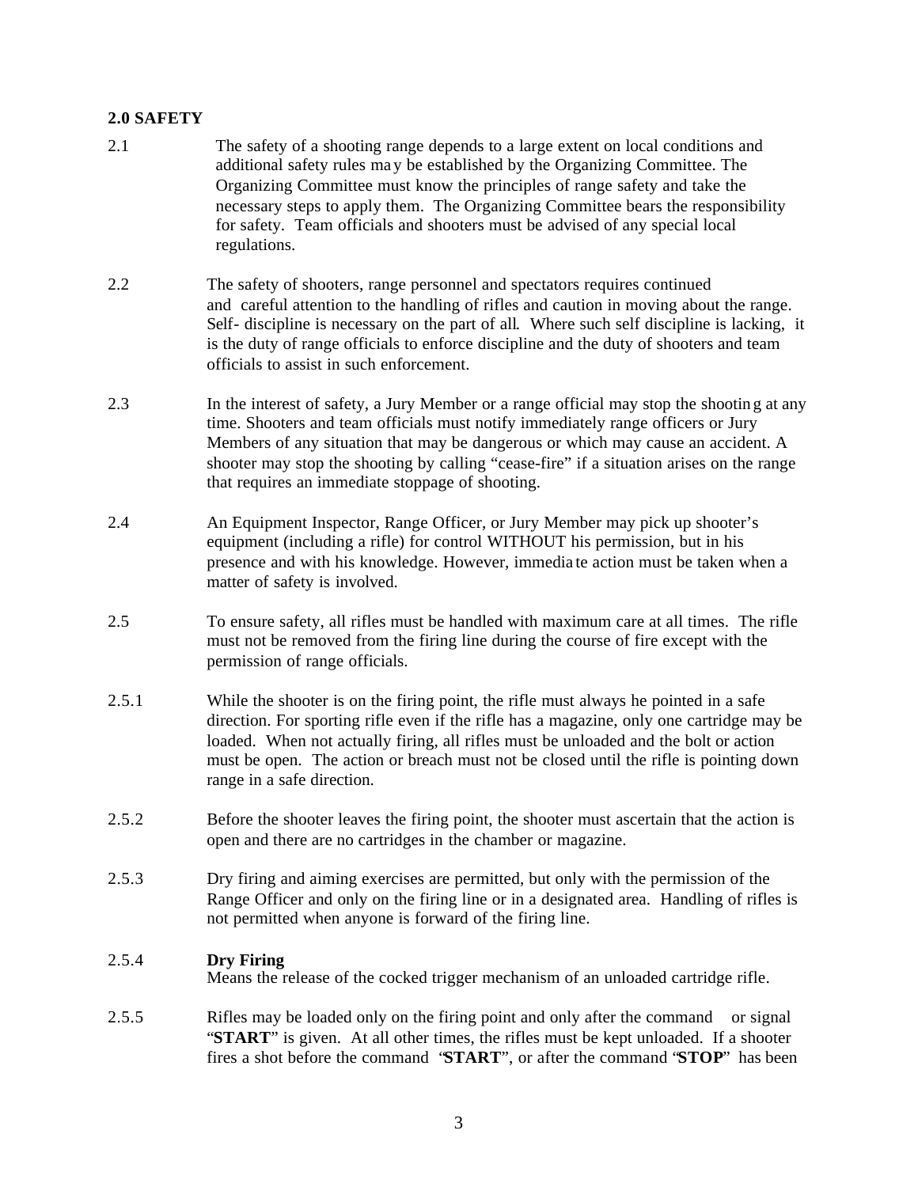**2.0 SAFETY**

2.1 The safety of a shooting range depends to a large extent on local conditions and additional safety rules may be established by the Organizing Committee. The Organizing Committee must know the principles of range safety and take the necessary steps to apply them. The Organizing Committee bears the responsibility for safety. Team officials and shooters must be advised of any special local regulations.

2.2 The safety of shooters, range personnel and spectators requires continued and careful attention to the handling of rifles and caution in moving about the range. Self- discipline is necessary on the part of all. Where such self discipline is lacking, it is the duty of range officials to enforce discipline and the duty of shooters and team officials to assist in such enforcement.

2.3 In the interest of safety, a Jury Member or a range official may stop the shooting at any time. Shooters and team officials must notify immediately range officers or Jury Members of any situation that may be dangerous or which may cause an accident. A shooter may stop the shooting by calling "cease-fire" if a situation arises on the range that requires an immediate stoppage of shooting.

2.4 An Equipment Inspector, Range Officer, or Jury Member may pick up shooter's equipment (including a rifle) for control WITHOUT his permission, but in his presence and with his knowledge. However, immediate action must be taken when a matter of safety is involved.

2.5 To ensure safety, all rifles must be handled with maximum care at all times. The rifle must not be removed from the firing line during the course of fire except with the permission of range officials.

2.5.1 While the shooter is on the firing point, the rifle must always he pointed in a safe direction. For sporting rifle even if the rifle has a magazine, only one cartridge may be loaded. When not actually firing, all rifles must be unloaded and the bolt or action must be open. The action or breach must not be closed until the rifle is pointing down range in a safe direction.

2.5.2 Before the shooter leaves the firing point, the shooter must ascertain that the action is open and there are no cartridges in the chamber or magazine.

2.5.3 Dry firing and aiming exercises are permitted, but only with the permission of the Range Officer and only on the firing line or in a designated area. Handling of rifles is not permitted when anyone is forward of the firing line.

2.5.4 **Dry Firing**
Means the release of the cocked trigger mechanism of an unloaded cartridge rifle.

2.5.5 Rifles may be loaded only on the firing point and only after the command or signal "**START**" is given. At all other times, the rifles must be kept unloaded. If a shooter fires a shot before the command "**START**", or after the command "**STOP**" has been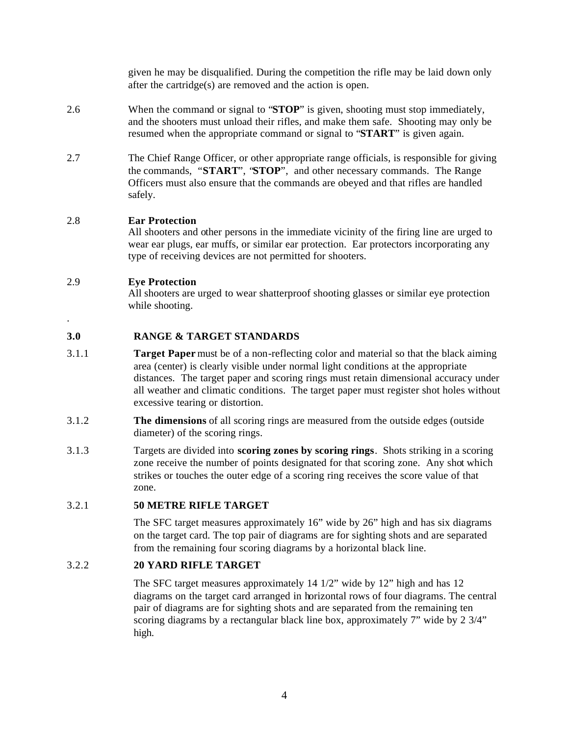given he may be disqualified. During the competition the rifle may be laid down only after the cartridge(s) are removed and the action is open.

2.6 When the command or signal to "**STOP**" is given, shooting must stop immediately, and the shooters must unload their rifles, and make them safe. Shooting may only be resumed when the appropriate command or signal to "**START**" is given again.

2.7 The Chief Range Officer, or other appropriate range officials, is responsible for giving the commands, "**START**", "**STOP**", and other necessary commands. The Range Officers must also ensure that the commands are obeyed and that rifles are handled safely.

2.8 **Ear Protection**
All shooters and other persons in the immediate vicinity of the firing line are urged to wear ear plugs, ear muffs, or similar ear protection. Ear protectors incorporating any type of receiving devices are not permitted for shooters.

2.9 **Eye Protection**
All shooters are urged to wear shatterproof shooting glasses or similar eye protection while shooting.

.

## 3.0 RANGE & TARGET STANDARDS

3.1.1 **Target Paper** must be of a non-reflecting color and material so that the black aiming area (center) is clearly visible under normal light conditions at the appropriate distances. The target paper and scoring rings must retain dimensional accuracy under all weather and climatic conditions. The target paper must register shot holes without excessive tearing or distortion.

3.1.2 **The dimensions** of all scoring rings are measured from the outside edges (outside diameter) of the scoring rings.

3.1.3 Targets are divided into **scoring zones by scoring rings**. Shots striking in a scoring zone receive the number of points designated for that scoring zone. Any shot which strikes or touches the outer edge of a scoring ring receives the score value of that zone.

3.2.1 **50 METRE RIFLE TARGET**

The SFC target measures approximately 16" wide by 26" high and has six diagrams on the target card. The top pair of diagrams are for sighting shots and are separated from the remaining four scoring diagrams by a horizontal black line.

3.2.2 **20 YARD RIFLE TARGET**

The SFC target measures approximately 14 1/2" wide by 12" high and has 12 diagrams on the target card arranged in horizontal rows of four diagrams. The central pair of diagrams are for sighting shots and are separated from the remaining ten scoring diagrams by a rectangular black line box, approximately 7" wide by 2 3/4" high.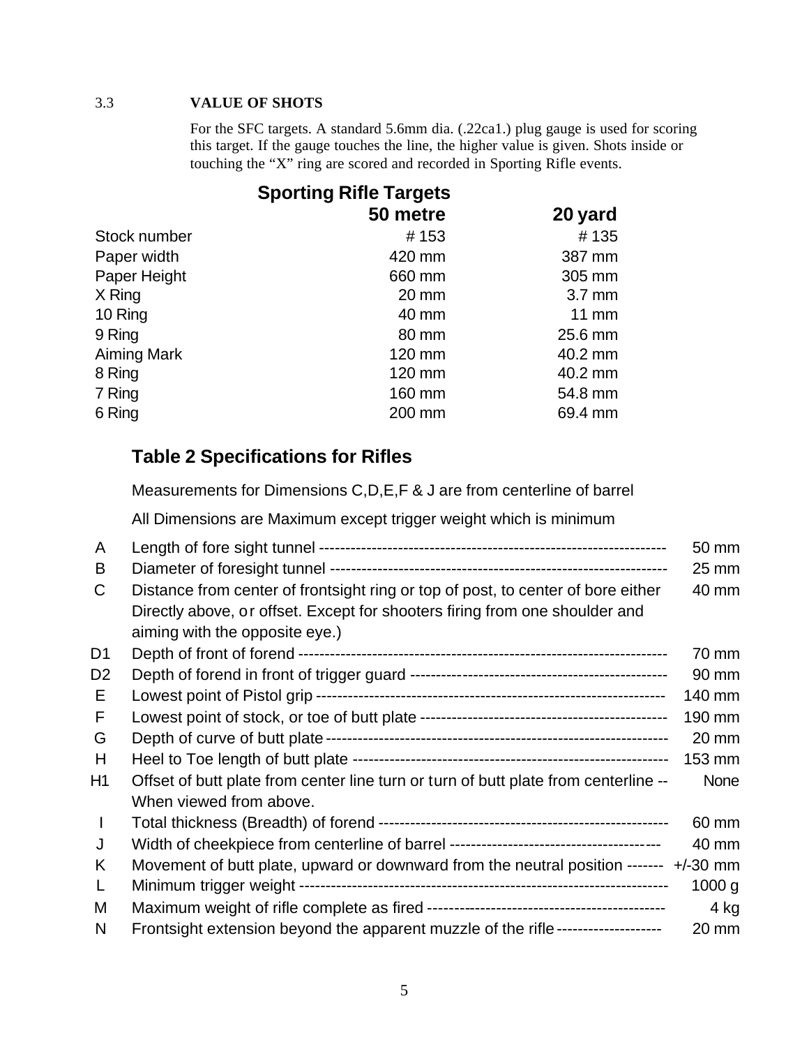### 3.3 VALUE OF SHOTS

For the SFC targets. A standard 5.6mm dia. (.22ca1.) plug gauge is used for scoring this target. If the gauge touches the line, the higher value is given. Shots inside or touching the "X" ring are scored and recorded in Sporting Rifle events.

**Sporting Rifle Targets**

| | 50 metre | 20 yard |
|---|---|---|
| Stock number | # 153 | # 135 |
| Paper width | 420 mm | 387 mm |
| Paper Height | 660 mm | 305 mm |
| X Ring | 20 mm | 3.7 mm |
| 10 Ring | 40 mm | 11 mm |
| 9 Ring | 80 mm | 25.6 mm |
| Aiming Mark | 120 mm | 40.2 mm |
| 8 Ring | 120 mm | 40.2 mm |
| 7 Ring | 160 mm | 54.8 mm |
| 6 Ring | 200 mm | 69.4 mm |

## Table 2 Specifications for Rifles

Measurements for Dimensions C,D,E,F & J are from centerline of barrel

All Dimensions are Maximum except trigger weight which is minimum

| | | |
|---|---|---|
| A | Length of fore sight tunnel | 50 mm |
| B | Diameter of foresight tunnel | 25 mm |
| C | Distance from center of frontsight ring or top of post, to center of bore either Directly above, or offset. Except for shooters firing from one shoulder and aiming with the opposite eye.) | 40 mm |
| D1 | Depth of front of forend | 70 mm |
| D2 | Depth of forend in front of trigger guard | 90 mm |
| E | Lowest point of Pistol grip | 140 mm |
| F | Lowest point of stock, or toe of butt plate | 190 mm |
| G | Depth of curve of butt plate | 20 mm |
| H | Heel to Toe length of butt plate | 153 mm |
| H1 | Offset of butt plate from center line turn or turn of butt plate from centerline -- When viewed from above. | None |
| I | Total thickness (Breadth) of forend | 60 mm |
| J | Width of cheekpiece from centerline of barrel | 40 mm |
| K | Movement of butt plate, upward or downward from the neutral position | +/-30 mm |
| L | Minimum trigger weight | 1000 g |
| M | Maximum weight of rifle complete as fired | 4 kg |
| N | Frontsight extension beyond the apparent muzzle of the rifle | 20 mm |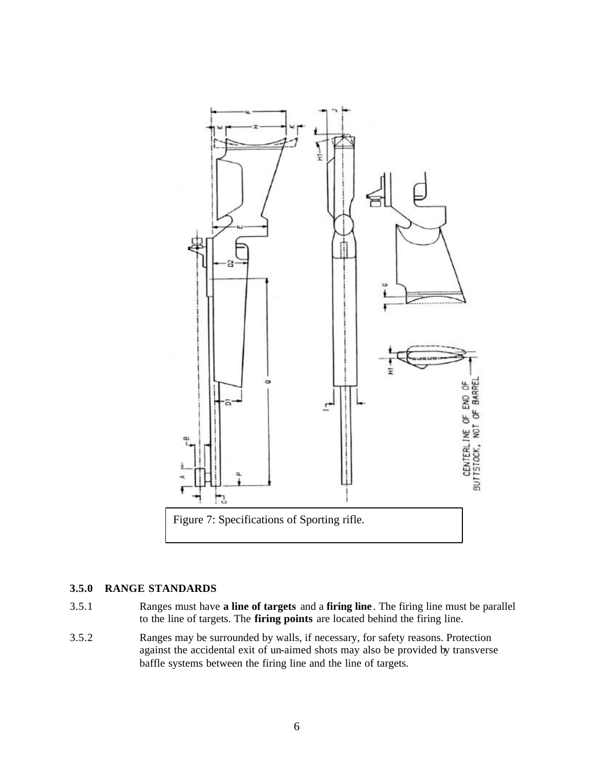Figure 7: Specifications of Sporting rifle.

### 3.5.0 RANGE STANDARDS

3.5.1 Ranges must have **a line of targets** and a **firing line**. The firing line must be parallel to the line of targets. The **firing points** are located behind the firing line.

3.5.2 Ranges may be surrounded by walls, if necessary, for safety reasons. Protection against the accidental exit of un-aimed shots may also be provided by transverse baffle systems between the firing line and the line of targets.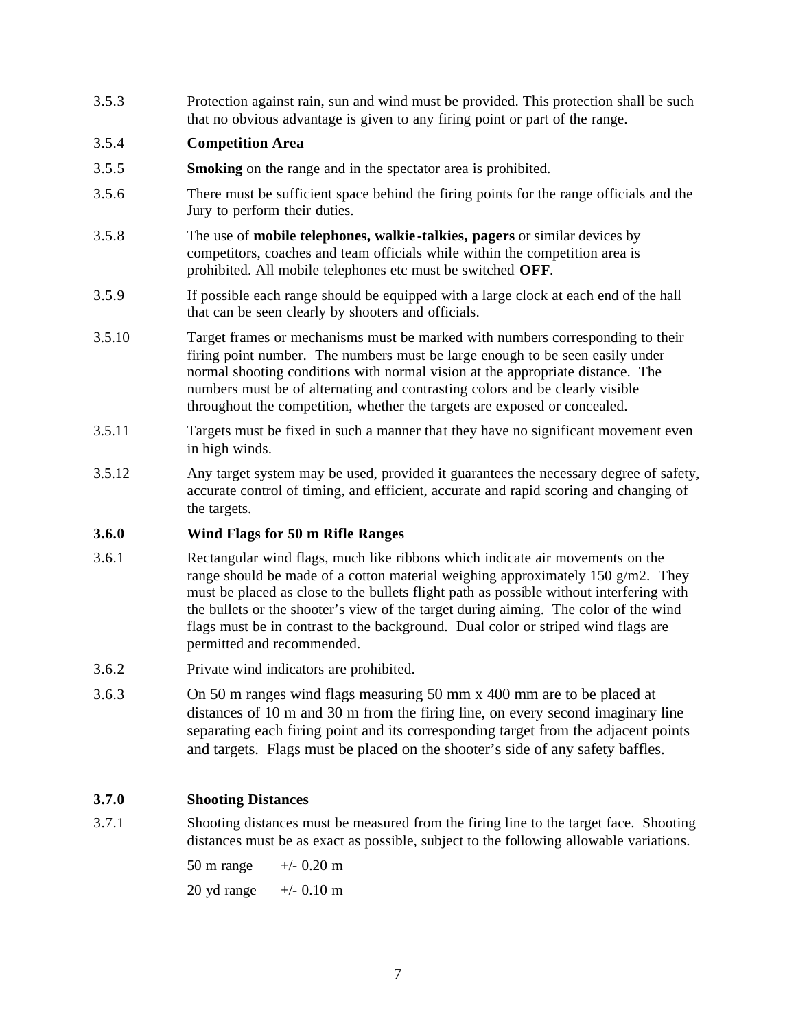3.5.3 Protection against rain, sun and wind must be provided. This protection shall be such that no obvious advantage is given to any firing point or part of the range.

3.5.4 **Competition Area**

3.5.5 **Smoking** on the range and in the spectator area is prohibited.

3.5.6 There must be sufficient space behind the firing points for the range officials and the Jury to perform their duties.

3.5.8 The use of **mobile telephones, walkie-talkies, pagers** or similar devices by competitors, coaches and team officials while within the competition area is prohibited. All mobile telephones etc must be switched **OFF**.

3.5.9 If possible each range should be equipped with a large clock at each end of the hall that can be seen clearly by shooters and officials.

3.5.10 Target frames or mechanisms must be marked with numbers corresponding to their firing point number. The numbers must be large enough to be seen easily under normal shooting conditions with normal vision at the appropriate distance. The numbers must be of alternating and contrasting colors and be clearly visible throughout the competition, whether the targets are exposed or concealed.

3.5.11 Targets must be fixed in such a manner that they have no significant movement even in high winds.

3.5.12 Any target system may be used, provided it guarantees the necessary degree of safety, accurate control of timing, and efficient, accurate and rapid scoring and changing of the targets.

### 3.6.0 Wind Flags for 50 m Rifle Ranges

3.6.1 Rectangular wind flags, much like ribbons which indicate air movements on the range should be made of a cotton material weighing approximately 150 g/m2. They must be placed as close to the bullets flight path as possible without interfering with the bullets or the shooter's view of the target during aiming. The color of the wind flags must be in contrast to the background. Dual color or striped wind flags are permitted and recommended.

3.6.2 Private wind indicators are prohibited.

3.6.3 On 50 m ranges wind flags measuring 50 mm x 400 mm are to be placed at distances of 10 m and 30 m from the firing line, on every second imaginary line separating each firing point and its corresponding target from the adjacent points and targets. Flags must be placed on the shooter's side of any safety baffles.

### 3.7.0 Shooting Distances

3.7.1 Shooting distances must be measured from the firing line to the target face. Shooting distances must be as exact as possible, subject to the following allowable variations.

50 m range +/- 0.20 m

20 yd range +/- 0.10 m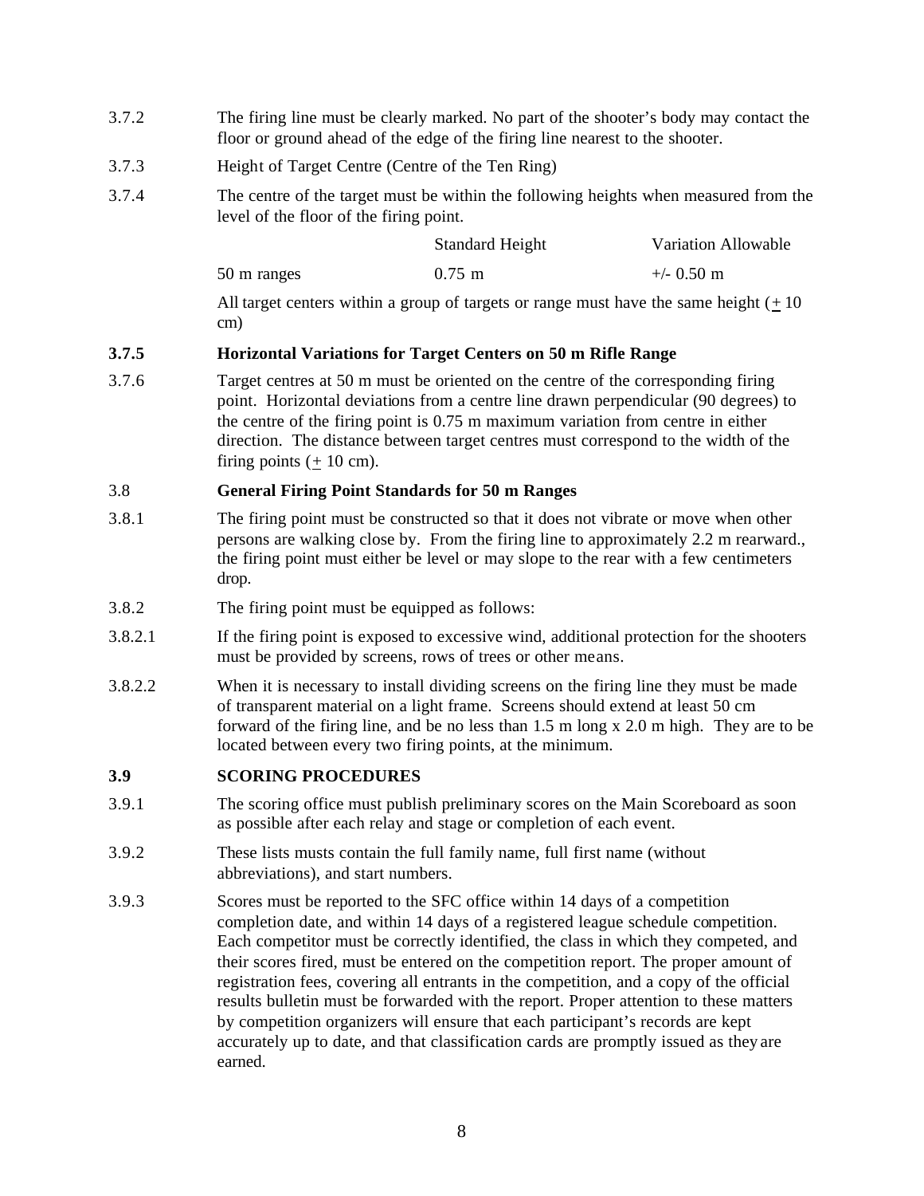3.7.2 The firing line must be clearly marked. No part of the shooter's body may contact the floor or ground ahead of the edge of the firing line nearest to the shooter.

3.7.3 Height of Target Centre (Centre of the Ten Ring)

3.7.4 The centre of the target must be within the following heights when measured from the level of the floor of the firing point.

| | Standard Height | Variation Allowable |
|---|---|---|
| 50 m ranges | 0.75 m | +/- 0.50 m |

All target centers within a group of targets or range must have the same height (± 10 cm)

**3.7.5 Horizontal Variations for Target Centers on 50 m Rifle Range**

3.7.6 Target centres at 50 m must be oriented on the centre of the corresponding firing point. Horizontal deviations from a centre line drawn perpendicular (90 degrees) to the centre of the firing point is 0.75 m maximum variation from centre in either direction. The distance between target centres must correspond to the width of the firing points (± 10 cm).

3.8 **General Firing Point Standards for 50 m Ranges**

3.8.1 The firing point must be constructed so that it does not vibrate or move when other persons are walking close by. From the firing line to approximately 2.2 m rearward., the firing point must either be level or may slope to the rear with a few centimeters drop.

3.8.2 The firing point must be equipped as follows:

3.8.2.1 If the firing point is exposed to excessive wind, additional protection for the shooters must be provided by screens, rows of trees or other means.

3.8.2.2 When it is necessary to install dividing screens on the firing line they must be made of transparent material on a light frame. Screens should extend at least 50 cm forward of the firing line, and be no less than 1.5 m long x 2.0 m high. They are to be located between every two firing points, at the minimum.

**3.9 SCORING PROCEDURES**

3.9.1 The scoring office must publish preliminary scores on the Main Scoreboard as soon as possible after each relay and stage or completion of each event.

3.9.2 These lists musts contain the full family name, full first name (without abbreviations), and start numbers.

3.9.3 Scores must be reported to the SFC office within 14 days of a competition completion date, and within 14 days of a registered league schedule competition. Each competitor must be correctly identified, the class in which they competed, and their scores fired, must be entered on the competition report. The proper amount of registration fees, covering all entrants in the competition, and a copy of the official results bulletin must be forwarded with the report. Proper attention to these matters by competition organizers will ensure that each participant's records are kept accurately up to date, and that classification cards are promptly issued as they are earned.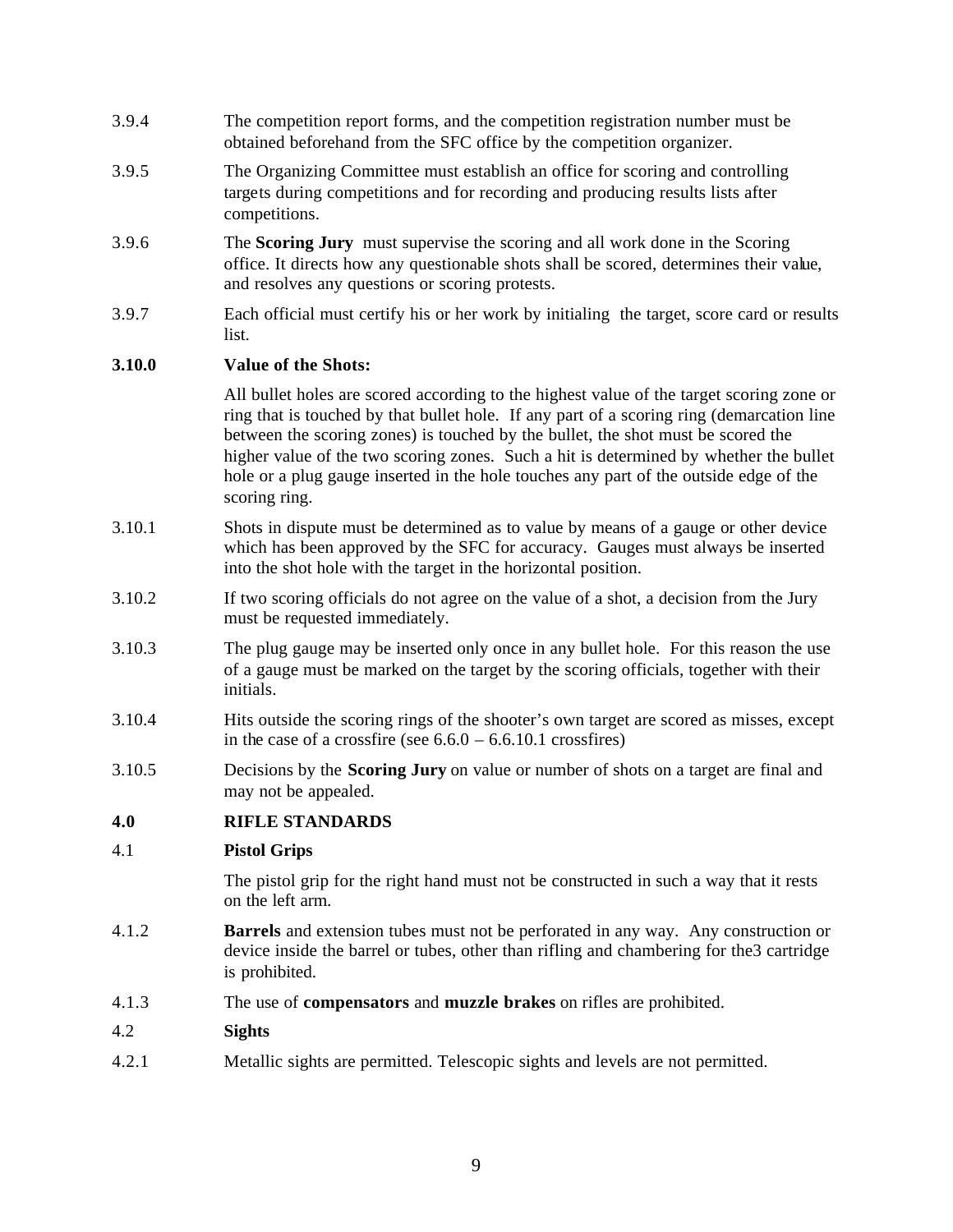3.9.4 The competition report forms, and the competition registration number must be obtained beforehand from the SFC office by the competition organizer.

3.9.5 The Organizing Committee must establish an office for scoring and controlling targets during competitions and for recording and producing results lists after competitions.

3.9.6 The **Scoring Jury** must supervise the scoring and all work done in the Scoring office. It directs how any questionable shots shall be scored, determines their value, and resolves any questions or scoring protests.

3.9.7 Each official must certify his or her work by initialing the target, score card or results list.

**3.10.0 Value of the Shots:**

All bullet holes are scored according to the highest value of the target scoring zone or ring that is touched by that bullet hole. If any part of a scoring ring (demarcation line between the scoring zones) is touched by the bullet, the shot must be scored the higher value of the two scoring zones. Such a hit is determined by whether the bullet hole or a plug gauge inserted in the hole touches any part of the outside edge of the scoring ring.

3.10.1 Shots in dispute must be determined as to value by means of a gauge or other device which has been approved by the SFC for accuracy. Gauges must always be inserted into the shot hole with the target in the horizontal position.

3.10.2 If two scoring officials do not agree on the value of a shot, a decision from the Jury must be requested immediately.

3.10.3 The plug gauge may be inserted only once in any bullet hole. For this reason the use of a gauge must be marked on the target by the scoring officials, together with their initials.

3.10.4 Hits outside the scoring rings of the shooter's own target are scored as misses, except in the case of a crossfire (see 6.6.0 – 6.6.10.1 crossfires)

3.10.5 Decisions by the **Scoring Jury** on value or number of shots on a target are final and may not be appealed.

**4.0 RIFLE STANDARDS**

4.1 **Pistol Grips**

The pistol grip for the right hand must not be constructed in such a way that it rests on the left arm.

4.1.2 **Barrels** and extension tubes must not be perforated in any way. Any construction or device inside the barrel or tubes, other than rifling and chambering for the3 cartridge is prohibited.

4.1.3 The use of **compensators** and **muzzle brakes** on rifles are prohibited.

4.2 **Sights**

4.2.1 Metallic sights are permitted. Telescopic sights and levels are not permitted.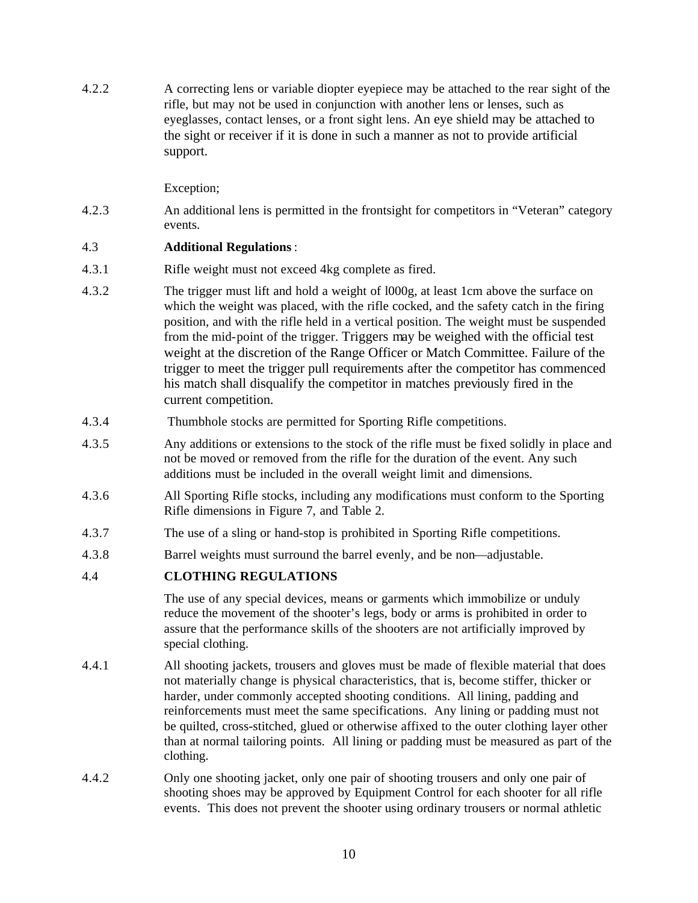4.2.2 A correcting lens or variable diopter eyepiece may be attached to the rear sight of the rifle, but may not be used in conjunction with another lens or lenses, such as eyeglasses, contact lenses, or a front sight lens. An eye shield may be attached to the sight or receiver if it is done in such a manner as not to provide artificial support.

Exception;

4.2.3 An additional lens is permitted in the frontsight for competitors in "Veteran" category events.

4.3 **Additional Regulations**:

4.3.1 Rifle weight must not exceed 4kg complete as fired.

4.3.2 The trigger must lift and hold a weight of l000g, at least 1cm above the surface on which the weight was placed, with the rifle cocked, and the safety catch in the firing position, and with the rifle held in a vertical position. The weight must be suspended from the mid-point of the trigger. Triggers may be weighed with the official test weight at the discretion of the Range Officer or Match Committee. Failure of the trigger to meet the trigger pull requirements after the competitor has commenced his match shall disqualify the competitor in matches previously fired in the current competition.

4.3.4 Thumbhole stocks are permitted for Sporting Rifle competitions.

4.3.5 Any additions or extensions to the stock of the rifle must be fixed solidly in place and not be moved or removed from the rifle for the duration of the event. Any such additions must be included in the overall weight limit and dimensions.

4.3.6 All Sporting Rifle stocks, including any modifications must conform to the Sporting Rifle dimensions in Figure 7, and Table 2.

4.3.7 The use of a sling or hand-stop is prohibited in Sporting Rifle competitions.

4.3.8 Barrel weights must surround the barrel evenly, and be non—adjustable.

4.4 **CLOTHING REGULATIONS**

The use of any special devices, means or garments which immobilize or unduly reduce the movement of the shooter's legs, body or arms is prohibited in order to assure that the performance skills of the shooters are not artificially improved by special clothing.

4.4.1 All shooting jackets, trousers and gloves must be made of flexible material that does not materially change is physical characteristics, that is, become stiffer, thicker or harder, under commonly accepted shooting conditions. All lining, padding and reinforcements must meet the same specifications. Any lining or padding must not be quilted, cross-stitched, glued or otherwise affixed to the outer clothing layer other than at normal tailoring points. All lining or padding must be measured as part of the clothing.

4.4.2 Only one shooting jacket, only one pair of shooting trousers and only one pair of shooting shoes may be approved by Equipment Control for each shooter for all rifle events. This does not prevent the shooter using ordinary trousers or normal athletic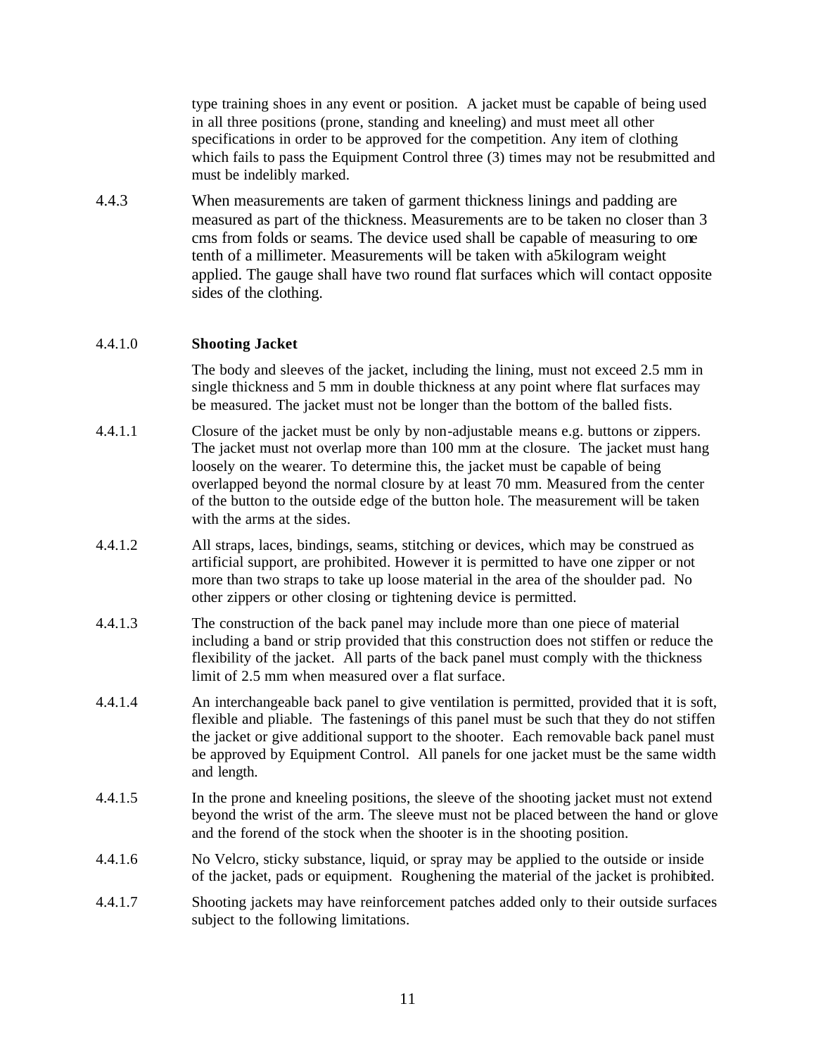type training shoes in any event or position. A jacket must be capable of being used in all three positions (prone, standing and kneeling) and must meet all other specifications in order to be approved for the competition. Any item of clothing which fails to pass the Equipment Control three (3) times may not be resubmitted and must be indelibly marked.

4.4.3 When measurements are taken of garment thickness linings and padding are measured as part of the thickness. Measurements are to be taken no closer than 3 cms from folds or seams. The device used shall be capable of measuring to one tenth of a millimeter. Measurements will be taken with a5kilogram weight applied. The gauge shall have two round flat surfaces which will contact opposite sides of the clothing.

4.4.1.0 **Shooting Jacket**

The body and sleeves of the jacket, including the lining, must not exceed 2.5 mm in single thickness and 5 mm in double thickness at any point where flat surfaces may be measured. The jacket must not be longer than the bottom of the balled fists.

4.4.1.1 Closure of the jacket must be only by non-adjustable means e.g. buttons or zippers. The jacket must not overlap more than 100 mm at the closure. The jacket must hang loosely on the wearer. To determine this, the jacket must be capable of being overlapped beyond the normal closure by at least 70 mm. Measured from the center of the button to the outside edge of the button hole. The measurement will be taken with the arms at the sides.

4.4.1.2 All straps, laces, bindings, seams, stitching or devices, which may be construed as artificial support, are prohibited. However it is permitted to have one zipper or not more than two straps to take up loose material in the area of the shoulder pad. No other zippers or other closing or tightening device is permitted.

4.4.1.3 The construction of the back panel may include more than one piece of material including a band or strip provided that this construction does not stiffen or reduce the flexibility of the jacket. All parts of the back panel must comply with the thickness limit of 2.5 mm when measured over a flat surface.

4.4.1.4 An interchangeable back panel to give ventilation is permitted, provided that it is soft, flexible and pliable. The fastenings of this panel must be such that they do not stiffen the jacket or give additional support to the shooter. Each removable back panel must be approved by Equipment Control. All panels for one jacket must be the same width and length.

4.4.1.5 In the prone and kneeling positions, the sleeve of the shooting jacket must not extend beyond the wrist of the arm. The sleeve must not be placed between the hand or glove and the forend of the stock when the shooter is in the shooting position.

4.4.1.6 No Velcro, sticky substance, liquid, or spray may be applied to the outside or inside of the jacket, pads or equipment. Roughening the material of the jacket is prohibited.

4.4.1.7 Shooting jackets may have reinforcement patches added only to their outside surfaces subject to the following limitations.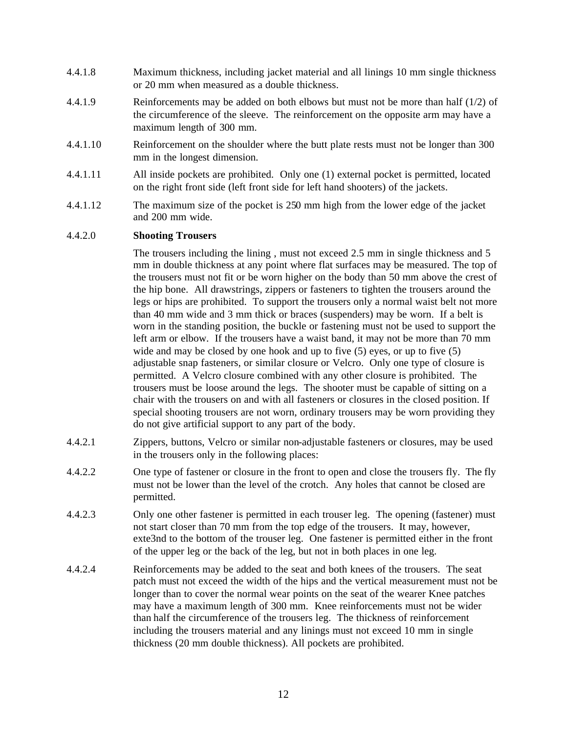4.4.1.8 Maximum thickness, including jacket material and all linings 10 mm single thickness or 20 mm when measured as a double thickness.

4.4.1.9 Reinforcements may be added on both elbows but must not be more than half (1/2) of the circumference of the sleeve. The reinforcement on the opposite arm may have a maximum length of 300 mm.

4.4.1.10 Reinforcement on the shoulder where the butt plate rests must not be longer than 300 mm in the longest dimension.

4.4.1.11 All inside pockets are prohibited. Only one (1) external pocket is permitted, located on the right front side (left front side for left hand shooters) of the jackets.

4.4.1.12 The maximum size of the pocket is 250 mm high from the lower edge of the jacket and 200 mm wide.

4.4.2.0 **Shooting Trousers**

The trousers including the lining , must not exceed 2.5 mm in single thickness and 5 mm in double thickness at any point where flat surfaces may be measured. The top of the trousers must not fit or be worn higher on the body than 50 mm above the crest of the hip bone. All drawstrings, zippers or fasteners to tighten the trousers around the legs or hips are prohibited. To support the trousers only a normal waist belt not more than 40 mm wide and 3 mm thick or braces (suspenders) may be worn. If a belt is worn in the standing position, the buckle or fastening must not be used to support the left arm or elbow. If the trousers have a waist band, it may not be more than 70 mm wide and may be closed by one hook and up to five (5) eyes, or up to five (5) adjustable snap fasteners, or similar closure or Velcro. Only one type of closure is permitted. A Velcro closure combined with any other closure is prohibited. The trousers must be loose around the legs. The shooter must be capable of sitting on a chair with the trousers on and with all fasteners or closures in the closed position. If special shooting trousers are not worn, ordinary trousers may be worn providing they do not give artificial support to any part of the body.

4.4.2.1 Zippers, buttons, Velcro or similar non-adjustable fasteners or closures, may be used in the trousers only in the following places:

4.4.2.2 One type of fastener or closure in the front to open and close the trousers fly. The fly must not be lower than the level of the crotch. Any holes that cannot be closed are permitted.

4.4.2.3 Only one other fastener is permitted in each trouser leg. The opening (fastener) must not start closer than 70 mm from the top edge of the trousers. It may, however, exte3nd to the bottom of the trouser leg. One fastener is permitted either in the front of the upper leg or the back of the leg, but not in both places in one leg.

4.4.2.4 Reinforcements may be added to the seat and both knees of the trousers. The seat patch must not exceed the width of the hips and the vertical measurement must not be longer than to cover the normal wear points on the seat of the wearer Knee patches may have a maximum length of 300 mm. Knee reinforcements must not be wider than half the circumference of the trousers leg. The thickness of reinforcement including the trousers material and any linings must not exceed 10 mm in single thickness (20 mm double thickness). All pockets are prohibited.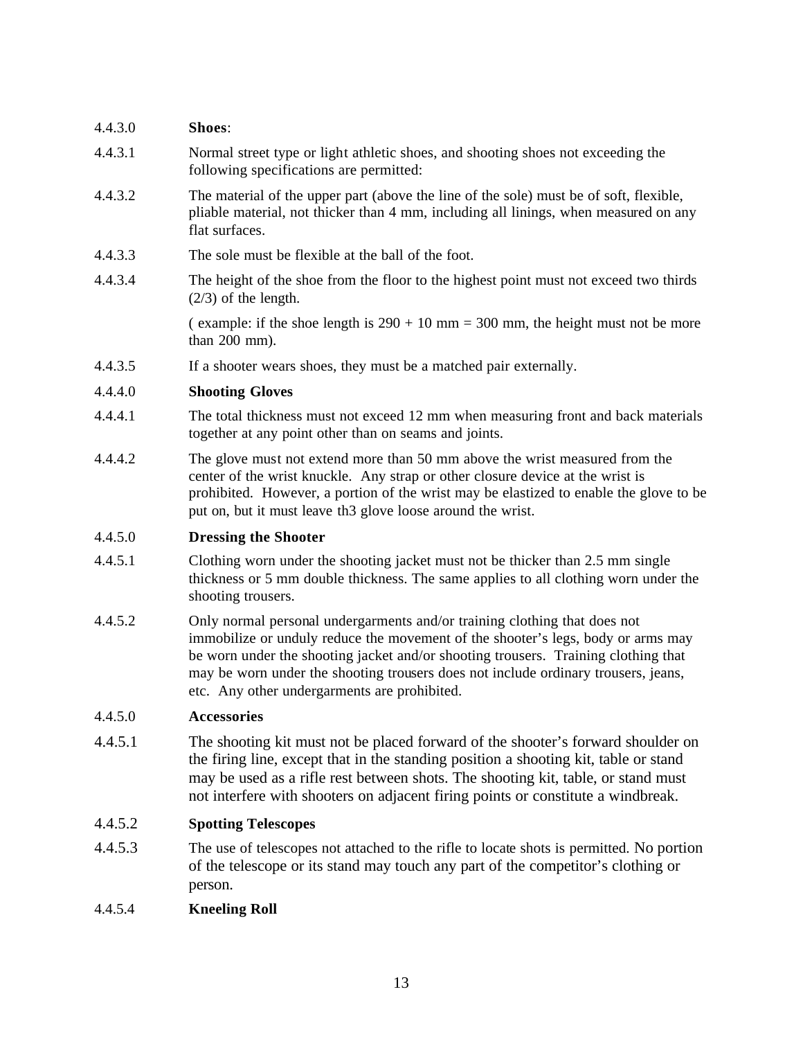4.4.3.0 **Shoes**:

4.4.3.1 Normal street type or light athletic shoes, and shooting shoes not exceeding the following specifications are permitted:

4.4.3.2 The material of the upper part (above the line of the sole) must be of soft, flexible, pliable material, not thicker than 4 mm, including all linings, when measured on any flat surfaces.

4.4.3.3 The sole must be flexible at the ball of the foot.

4.4.3.4 The height of the shoe from the floor to the highest point must not exceed two thirds (2/3) of the length.

( example: if the shoe length is 290 + 10 mm = 300 mm, the height must not be more than 200 mm).

4.4.3.5 If a shooter wears shoes, they must be a matched pair externally.

4.4.4.0 **Shooting Gloves**

4.4.4.1 The total thickness must not exceed 12 mm when measuring front and back materials together at any point other than on seams and joints.

4.4.4.2 The glove must not extend more than 50 mm above the wrist measured from the center of the wrist knuckle. Any strap or other closure device at the wrist is prohibited. However, a portion of the wrist may be elastized to enable the glove to be put on, but it must leave th3 glove loose around the wrist.

4.4.5.0 **Dressing the Shooter**

4.4.5.1 Clothing worn under the shooting jacket must not be thicker than 2.5 mm single thickness or 5 mm double thickness. The same applies to all clothing worn under the shooting trousers.

4.4.5.2 Only normal personal undergarments and/or training clothing that does not immobilize or unduly reduce the movement of the shooter's legs, body or arms may be worn under the shooting jacket and/or shooting trousers. Training clothing that may be worn under the shooting trousers does not include ordinary trousers, jeans, etc. Any other undergarments are prohibited.

4.4.5.0 **Accessories**

4.4.5.1 The shooting kit must not be placed forward of the shooter's forward shoulder on the firing line, except that in the standing position a shooting kit, table or stand may be used as a rifle rest between shots. The shooting kit, table, or stand must not interfere with shooters on adjacent firing points or constitute a windbreak.

4.4.5.2 **Spotting Telescopes**

4.4.5.3 The use of telescopes not attached to the rifle to locate shots is permitted. No portion of the telescope or its stand may touch any part of the competitor's clothing or person.

4.4.5.4 **Kneeling Roll**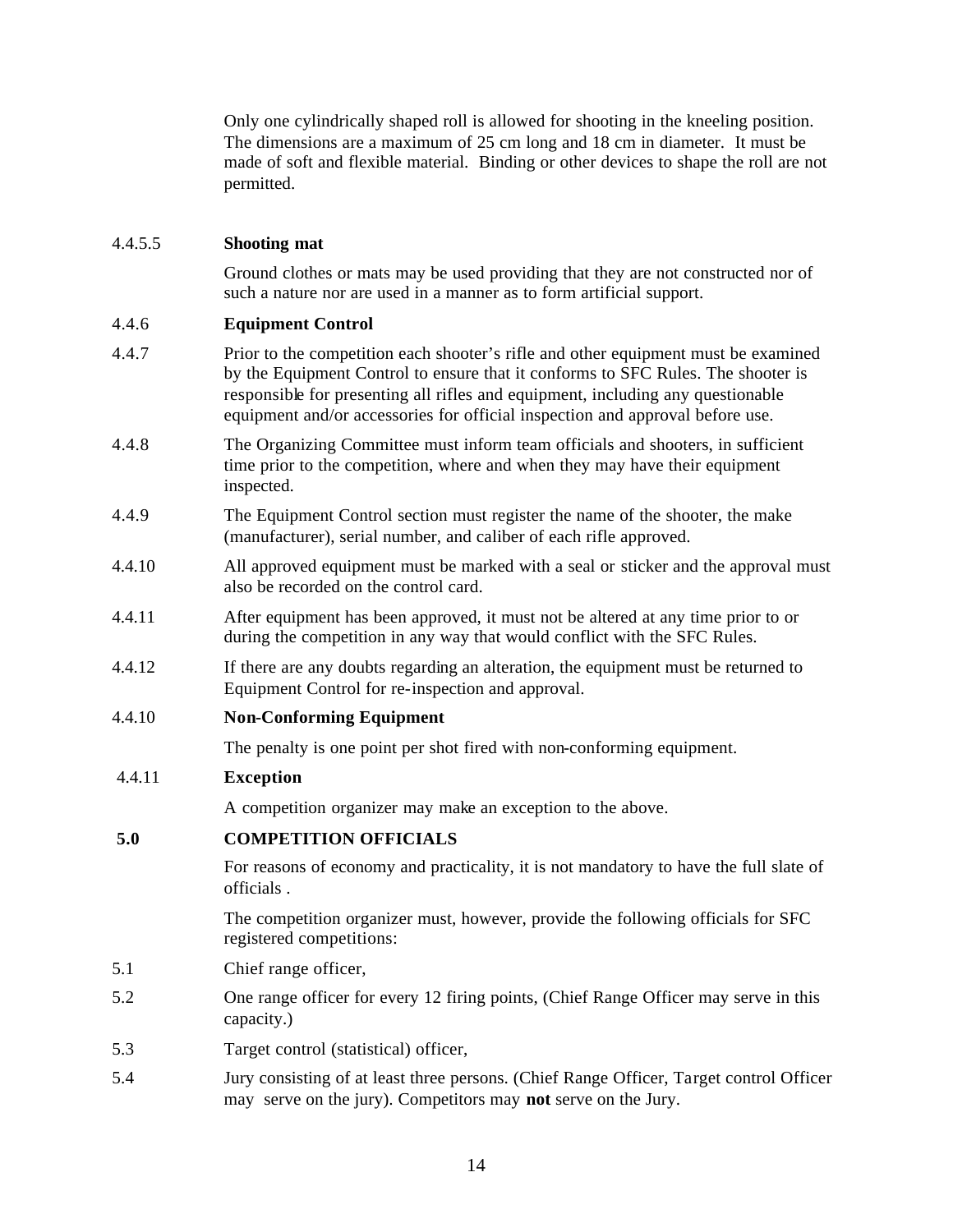Only one cylindrically shaped roll is allowed for shooting in the kneeling position. The dimensions are a maximum of 25 cm long and 18 cm in diameter. It must be made of soft and flexible material. Binding or other devices to shape the roll are not permitted.

4.4.5.5 **Shooting mat**

Ground clothes or mats may be used providing that they are not constructed nor of such a nature nor are used in a manner as to form artificial support.

4.4.6 **Equipment Control**

4.4.7 Prior to the competition each shooter's rifle and other equipment must be examined by the Equipment Control to ensure that it conforms to SFC Rules. The shooter is responsible for presenting all rifles and equipment, including any questionable equipment and/or accessories for official inspection and approval before use.

4.4.8 The Organizing Committee must inform team officials and shooters, in sufficient time prior to the competition, where and when they may have their equipment inspected.

4.4.9 The Equipment Control section must register the name of the shooter, the make (manufacturer), serial number, and caliber of each rifle approved.

4.4.10 All approved equipment must be marked with a seal or sticker and the approval must also be recorded on the control card.

4.4.11 After equipment has been approved, it must not be altered at any time prior to or during the competition in any way that would conflict with the SFC Rules.

4.4.12 If there are any doubts regarding an alteration, the equipment must be returned to Equipment Control for re-inspection and approval.

4.4.10 **Non-Conforming Equipment**

The penalty is one point per shot fired with non-conforming equipment.

4.4.11 **Exception**

A competition organizer may make an exception to the above.

## 5.0 COMPETITION OFFICIALS

For reasons of economy and practicality, it is not mandatory to have the full slate of officials .

The competition organizer must, however, provide the following officials for SFC registered competitions:

5.1 Chief range officer,

5.2 One range officer for every 12 firing points, (Chief Range Officer may serve in this capacity.)

5.3 Target control (statistical) officer,

5.4 Jury consisting of at least three persons. (Chief Range Officer, Target control Officer may serve on the jury). Competitors may **not** serve on the Jury.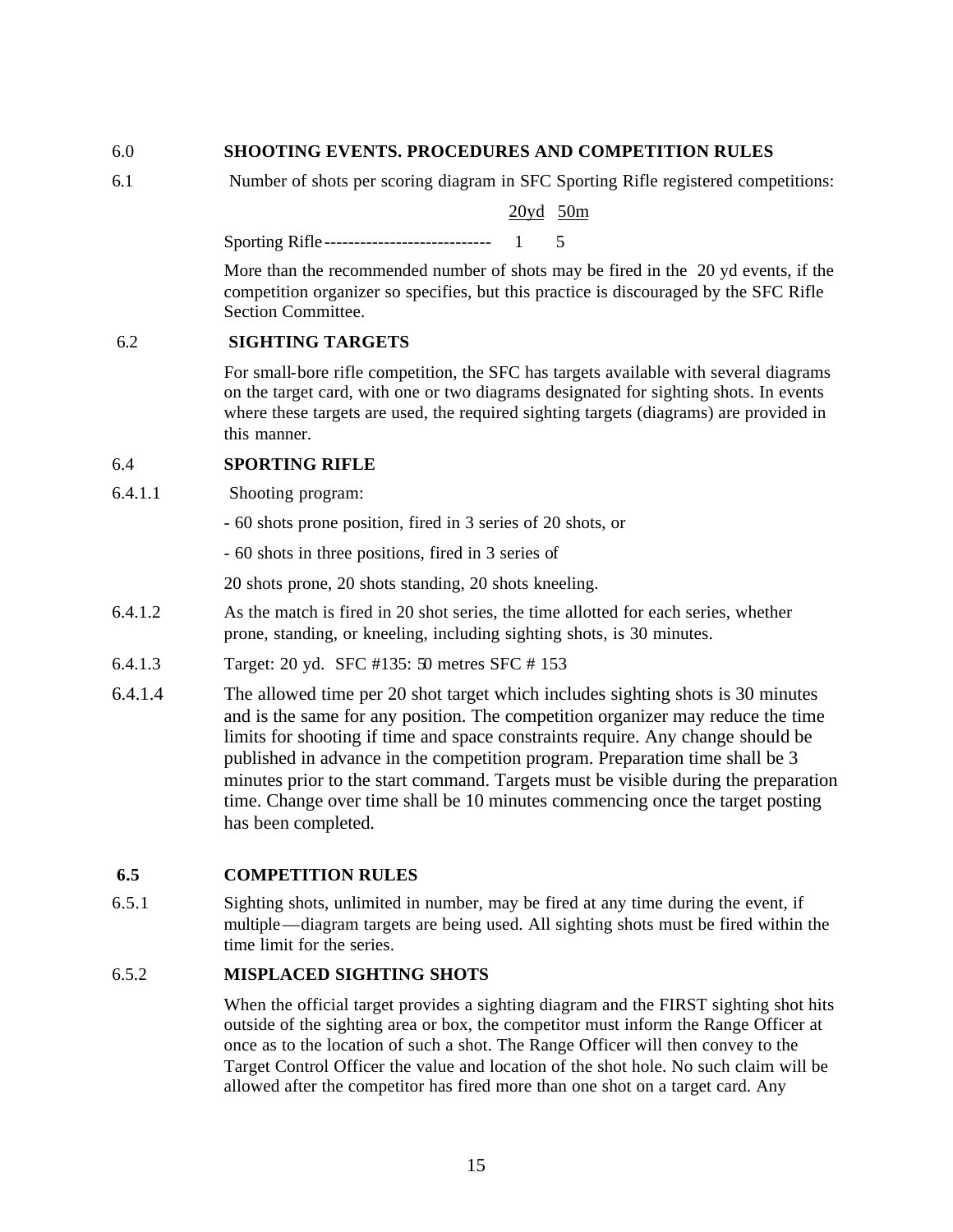## 6.0 SHOOTING EVENTS. PROCEDURES AND COMPETITION RULES

6.1 Number of shots per scoring diagram in SFC Sporting Rifle registered competitions:

| | 20yd | 50m |
|---|---|---|
| Sporting Rifle ---------------------------- | 1 | 5 |

More than the recommended number of shots may be fired in the 20 yd events, if the competition organizer so specifies, but this practice is discouraged by the SFC Rifle Section Committee.

### 6.2 SIGHTING TARGETS

For small-bore rifle competition, the SFC has targets available with several diagrams on the target card, with one or two diagrams designated for sighting shots. In events where these targets are used, the required sighting targets (diagrams) are provided in this manner.

### 6.4 SPORTING RIFLE

6.4.1.1 Shooting program:

- 60 shots prone position, fired in 3 series of 20 shots, or
- 60 shots in three positions, fired in 3 series of

20 shots prone, 20 shots standing, 20 shots kneeling.

6.4.1.2 As the match is fired in 20 shot series, the time allotted for each series, whether prone, standing, or kneeling, including sighting shots, is 30 minutes.

6.4.1.3 Target: 20 yd. SFC #135: 50 metres SFC # 153

6.4.1.4 The allowed time per 20 shot target which includes sighting shots is 30 minutes and is the same for any position. The competition organizer may reduce the time limits for shooting if time and space constraints require. Any change should be published in advance in the competition program. Preparation time shall be 3 minutes prior to the start command. Targets must be visible during the preparation time. Change over time shall be 10 minutes commencing once the target posting has been completed.

### 6.5 COMPETITION RULES

6.5.1 Sighting shots, unlimited in number, may be fired at any time during the event, if multiple—diagram targets are being used. All sighting shots must be fired within the time limit for the series.

### 6.5.2 MISPLACED SIGHTING SHOTS

When the official target provides a sighting diagram and the FIRST sighting shot hits outside of the sighting area or box, the competitor must inform the Range Officer at once as to the location of such a shot. The Range Officer will then convey to the Target Control Officer the value and location of the shot hole. No such claim will be allowed after the competitor has fired more than one shot on a target card. Any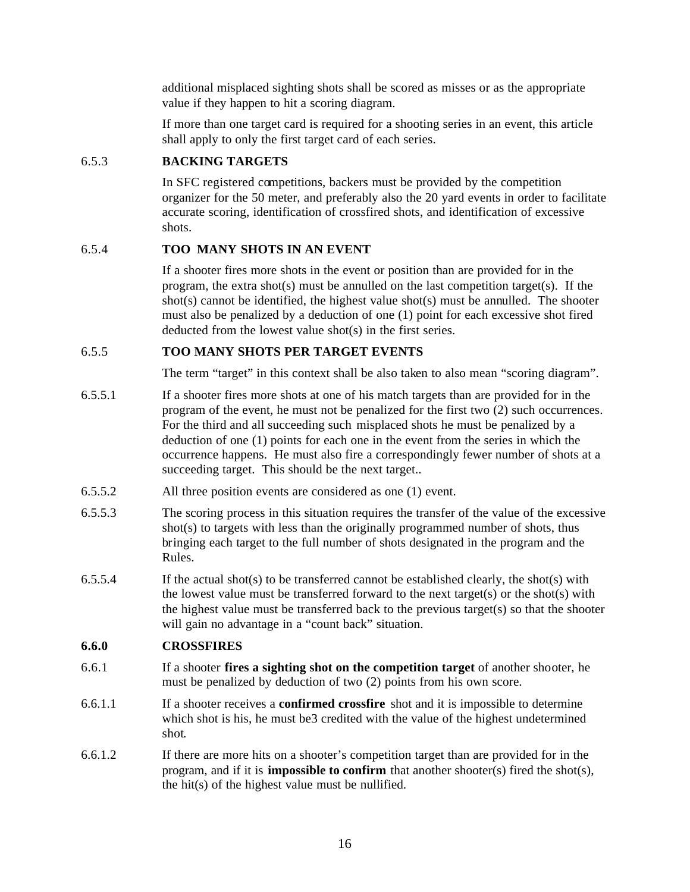additional misplaced sighting shots shall be scored as misses or as the appropriate value if they happen to hit a scoring diagram.

If more than one target card is required for a shooting series in an event, this article shall apply to only the first target card of each series.

6.5.3 **BACKING TARGETS**

In SFC registered competitions, backers must be provided by the competition organizer for the 50 meter, and preferably also the 20 yard events in order to facilitate accurate scoring, identification of crossfired shots, and identification of excessive shots.

6.5.4 **TOO MANY SHOTS IN AN EVENT**

If a shooter fires more shots in the event or position than are provided for in the program, the extra shot(s) must be annulled on the last competition target(s). If the shot(s) cannot be identified, the highest value shot(s) must be annulled. The shooter must also be penalized by a deduction of one (1) point for each excessive shot fired deducted from the lowest value shot(s) in the first series.

6.5.5 **TOO MANY SHOTS PER TARGET EVENTS**

The term "target" in this context shall be also taken to also mean "scoring diagram".

6.5.5.1 If a shooter fires more shots at one of his match targets than are provided for in the program of the event, he must not be penalized for the first two (2) such occurrences. For the third and all succeeding such misplaced shots he must be penalized by a deduction of one (1) points for each one in the event from the series in which the occurrence happens. He must also fire a correspondingly fewer number of shots at a succeeding target. This should be the next target..

6.5.5.2 All three position events are considered as one (1) event.

6.5.5.3 The scoring process in this situation requires the transfer of the value of the excessive shot(s) to targets with less than the originally programmed number of shots, thus bringing each target to the full number of shots designated in the program and the Rules.

6.5.5.4 If the actual shot(s) to be transferred cannot be established clearly, the shot(s) with the lowest value must be transferred forward to the next target(s) or the shot(s) with the highest value must be transferred back to the previous target(s) so that the shooter will gain no advantage in a "count back" situation.

**6.6.0 CROSSFIRES**

6.6.1 If a shooter **fires a sighting shot on the competition target** of another shooter, he must be penalized by deduction of two (2) points from his own score.

6.6.1.1 If a shooter receives a **confirmed crossfire** shot and it is impossible to determine which shot is his, he must be3 credited with the value of the highest undetermined shot.

6.6.1.2 If there are more hits on a shooter's competition target than are provided for in the program, and if it is **impossible to confirm** that another shooter(s) fired the shot(s), the hit(s) of the highest value must be nullified.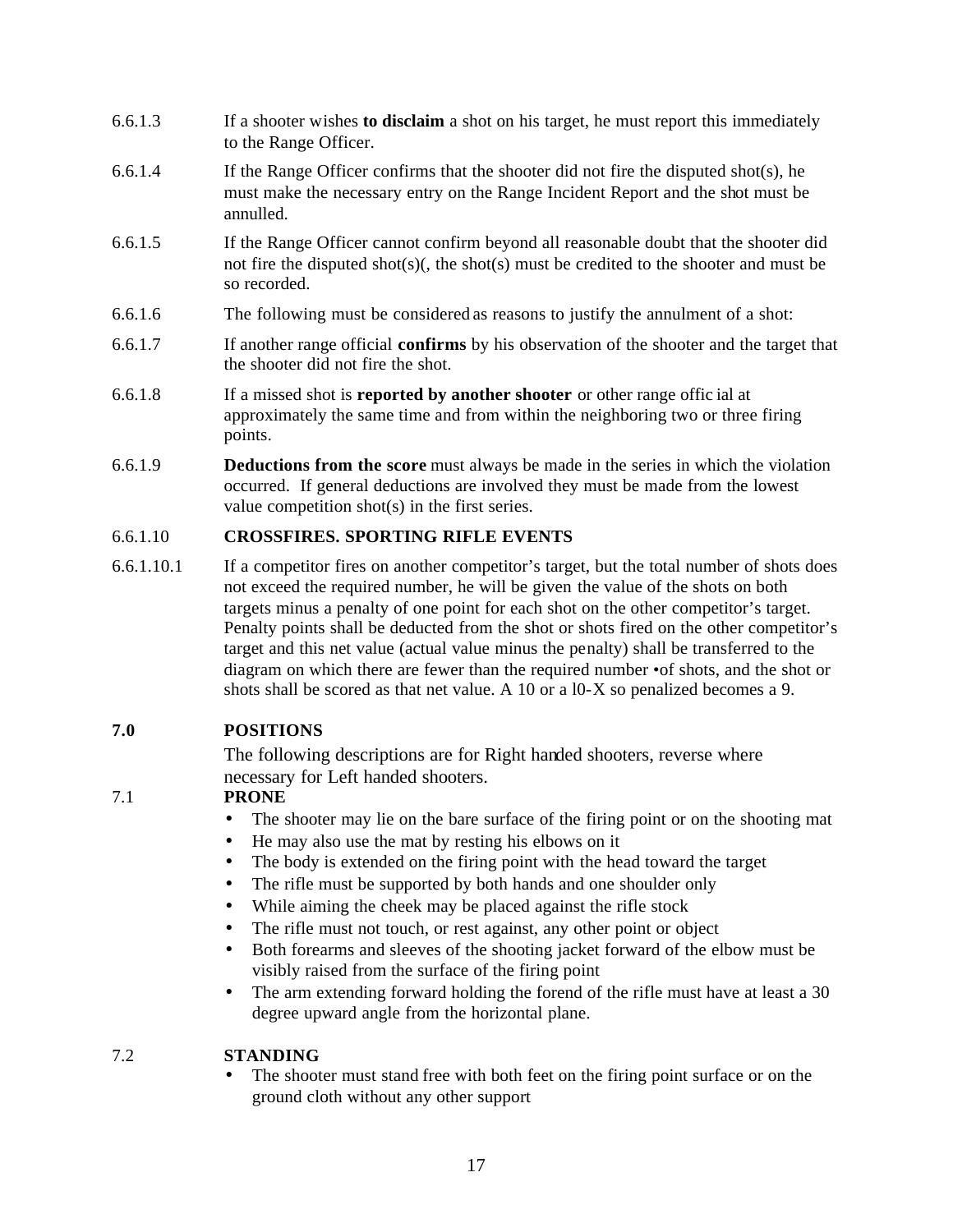6.6.1.3 If a shooter wishes **to disclaim** a shot on his target, he must report this immediately to the Range Officer.

6.6.1.4 If the Range Officer confirms that the shooter did not fire the disputed shot(s), he must make the necessary entry on the Range Incident Report and the shot must be annulled.

6.6.1.5 If the Range Officer cannot confirm beyond all reasonable doubt that the shooter did not fire the disputed shot(s)(, the shot(s) must be credited to the shooter and must be so recorded.

6.6.1.6 The following must be considered as reasons to justify the annulment of a shot:

6.6.1.7 If another range official **confirms** by his observation of the shooter and the target that the shooter did not fire the shot.

6.6.1.8 If a missed shot is **reported by another shooter** or other range official at approximately the same time and from within the neighboring two or three firing points.

6.6.1.9 **Deductions from the score** must always be made in the series in which the violation occurred. If general deductions are involved they must be made from the lowest value competition shot(s) in the first series.

6.6.1.10 **CROSSFIRES. SPORTING RIFLE EVENTS**

6.6.1.10.1 If a competitor fires on another competitor's target, but the total number of shots does not exceed the required number, he will be given the value of the shots on both targets minus a penalty of one point for each shot on the other competitor's target. Penalty points shall be deducted from the shot or shots fired on the other competitor's target and this net value (actual value minus the penalty) shall be transferred to the diagram on which there are fewer than the required number •of shots, and the shot or shots shall be scored as that net value. A 10 or a l0-X so penalized becomes a 9.

## 7.0 POSITIONS

The following descriptions are for Right handed shooters, reverse where necessary for Left handed shooters.

### 7.1 PRONE

- The shooter may lie on the bare surface of the firing point or on the shooting mat
- He may also use the mat by resting his elbows on it
- The body is extended on the firing point with the head toward the target
- The rifle must be supported by both hands and one shoulder only
- While aiming the cheek may be placed against the rifle stock
- The rifle must not touch, or rest against, any other point or object
- Both forearms and sleeves of the shooting jacket forward of the elbow must be visibly raised from the surface of the firing point
- The arm extending forward holding the forend of the rifle must have at least a 30 degree upward angle from the horizontal plane.

### 7.2 STANDING

- The shooter must stand free with both feet on the firing point surface or on the ground cloth without any other support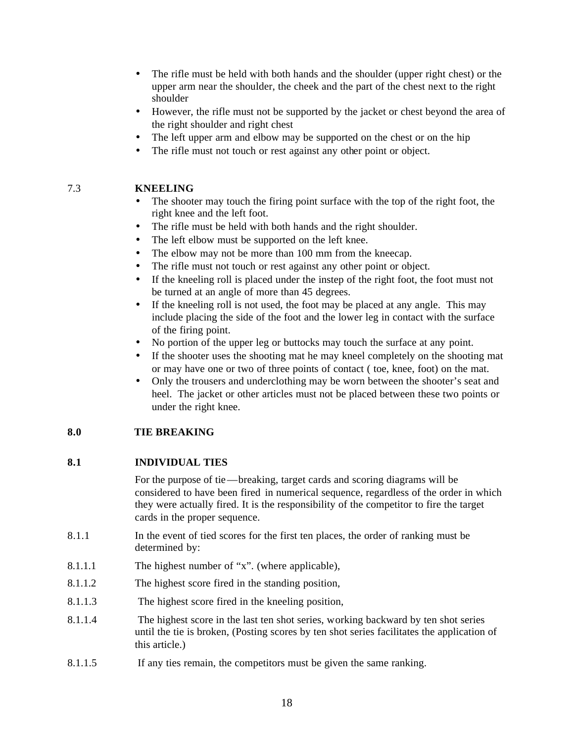- The rifle must be held with both hands and the shoulder (upper right chest) or the upper arm near the shoulder, the cheek and the part of the chest next to the right shoulder
- However, the rifle must not be supported by the jacket or chest beyond the area of the right shoulder and right chest
- The left upper arm and elbow may be supported on the chest or on the hip
- The rifle must not touch or rest against any other point or object.

### 7.3 KNEELING

- The shooter may touch the firing point surface with the top of the right foot, the right knee and the left foot.
- The rifle must be held with both hands and the right shoulder.
- The left elbow must be supported on the left knee.
- The elbow may not be more than 100 mm from the kneecap.
- The rifle must not touch or rest against any other point or object.
- If the kneeling roll is placed under the instep of the right foot, the foot must not be turned at an angle of more than 45 degrees.
- If the kneeling roll is not used, the foot may be placed at any angle. This may include placing the side of the foot and the lower leg in contact with the surface of the firing point.
- No portion of the upper leg or buttocks may touch the surface at any point.
- If the shooter uses the shooting mat he may kneel completely on the shooting mat or may have one or two of three points of contact ( toe, knee, foot) on the mat.
- Only the trousers and underclothing may be worn between the shooter's seat and heel. The jacket or other articles must not be placed between these two points or under the right knee.

## 8.0 TIE BREAKING

### 8.1 INDIVIDUAL TIES

For the purpose of tie—breaking, target cards and scoring diagrams will be considered to have been fired in numerical sequence, regardless of the order in which they were actually fired. It is the responsibility of the competitor to fire the target cards in the proper sequence.

8.1.1 In the event of tied scores for the first ten places, the order of ranking must be determined by:

8.1.1.1 The highest number of "x". (where applicable),

8.1.1.2 The highest score fired in the standing position,

8.1.1.3 The highest score fired in the kneeling position,

8.1.1.4 The highest score in the last ten shot series, working backward by ten shot series until the tie is broken, (Posting scores by ten shot series facilitates the application of this article.)

8.1.1.5 If any ties remain, the competitors must be given the same ranking.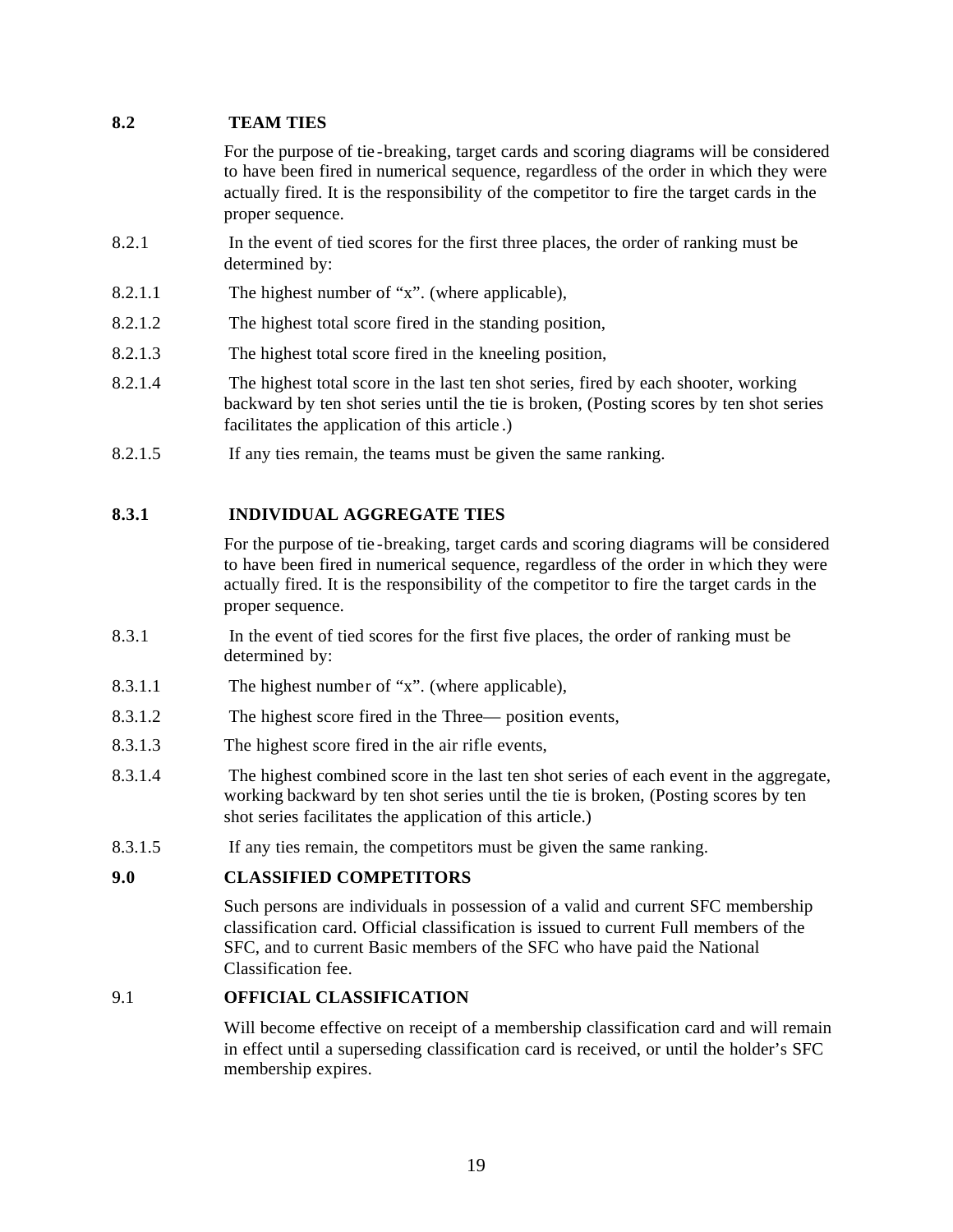**8.2 TEAM TIES**

For the purpose of tie-breaking, target cards and scoring diagrams will be considered to have been fired in numerical sequence, regardless of the order in which they were actually fired. It is the responsibility of the competitor to fire the target cards in the proper sequence.

8.2.1 In the event of tied scores for the first three places, the order of ranking must be determined by:

8.2.1.1 The highest number of "x". (where applicable),

8.2.1.2 The highest total score fired in the standing position,

8.2.1.3 The highest total score fired in the kneeling position,

8.2.1.4 The highest total score in the last ten shot series, fired by each shooter, working backward by ten shot series until the tie is broken, (Posting scores by ten shot series facilitates the application of this article.)

8.2.1.5 If any ties remain, the teams must be given the same ranking.

**8.3.1 INDIVIDUAL AGGREGATE TIES**

For the purpose of tie-breaking, target cards and scoring diagrams will be considered to have been fired in numerical sequence, regardless of the order in which they were actually fired. It is the responsibility of the competitor to fire the target cards in the proper sequence.

8.3.1 In the event of tied scores for the first five places, the order of ranking must be determined by:

8.3.1.1 The highest number of "x". (where applicable),

8.3.1.2 The highest score fired in the Three— position events,

8.3.1.3 The highest score fired in the air rifle events,

8.3.1.4 The highest combined score in the last ten shot series of each event in the aggregate, working backward by ten shot series until the tie is broken, (Posting scores by ten shot series facilitates the application of this article.)

8.3.1.5 If any ties remain, the competitors must be given the same ranking.

**9.0 CLASSIFIED COMPETITORS**

Such persons are individuals in possession of a valid and current SFC membership classification card. Official classification is issued to current Full members of the SFC, and to current Basic members of the SFC who have paid the National Classification fee.

9.1 **OFFICIAL CLASSIFICATION**

Will become effective on receipt of a membership classification card and will remain in effect until a superseding classification card is received, or until the holder's SFC membership expires.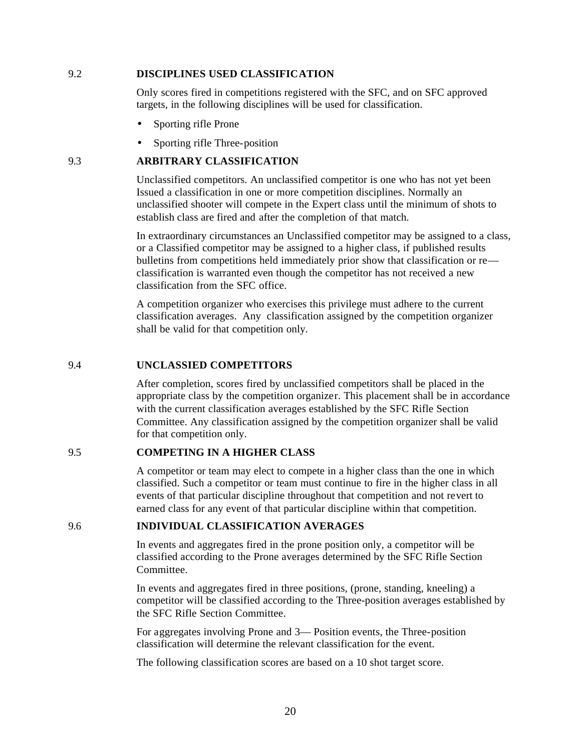## 9.2 DISCIPLINES USED CLASSIFICATION

Only scores fired in competitions registered with the SFC, and on SFC approved targets, in the following disciplines will be used for classification.

- Sporting rifle Prone
- Sporting rifle Three-position

## 9.3 ARBITRARY CLASSIFICATION

Unclassified competitors. An unclassified competitor is one who has not yet been Issued a classification in one or more competition disciplines. Normally an unclassified shooter will compete in the Expert class until the minimum of shots to establish class are fired and after the completion of that match.

In extraordinary circumstances an Unclassified competitor may be assigned to a class, or a Classified competitor may be assigned to a higher class, if published results bulletins from competitions held immediately prior show that classification or re— classification is warranted even though the competitor has not received a new classification from the SFC office.

A competition organizer who exercises this privilege must adhere to the current classification averages. Any classification assigned by the competition organizer shall be valid for that competition only.

## 9.4 UNCLASSIED COMPETITORS

After completion, scores fired by unclassified competitors shall be placed in the appropriate class by the competition organizer. This placement shall be in accordance with the current classification averages established by the SFC Rifle Section Committee. Any classification assigned by the competition organizer shall be valid for that competition only.

## 9.5 COMPETING IN A HIGHER CLASS

A competitor or team may elect to compete in a higher class than the one in which classified. Such a competitor or team must continue to fire in the higher class in all events of that particular discipline throughout that competition and not revert to earned class for any event of that particular discipline within that competition.

## 9.6 INDIVIDUAL CLASSIFICATION AVERAGES

In events and aggregates fired in the prone position only, a competitor will be classified according to the Prone averages determined by the SFC Rifle Section Committee.

In events and aggregates fired in three positions, (prone, standing, kneeling) a competitor will be classified according to the Three-position averages established by the SFC Rifle Section Committee.

For aggregates involving Prone and 3— Position events, the Three-position classification will determine the relevant classification for the event.

The following classification scores are based on a 10 shot target score.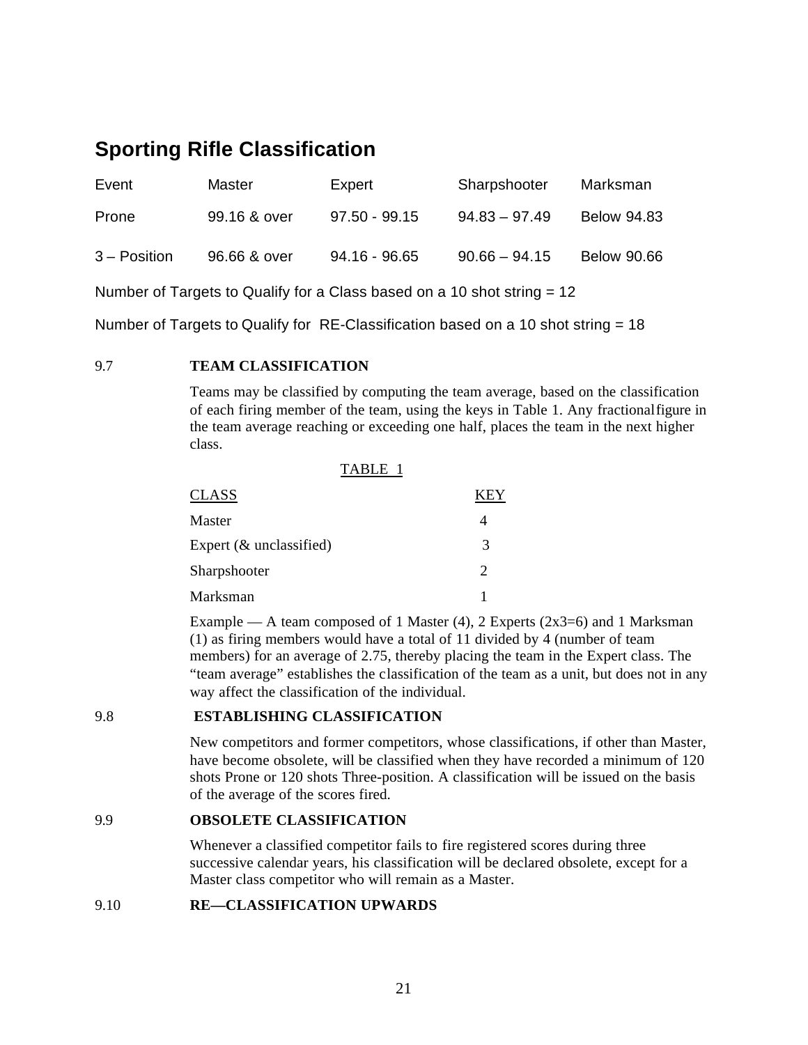## Sporting Rifle Classification

| Event | Master | Expert | Sharpshooter | Marksman |
|---|---|---|---|---|
| Prone | 99.16 & over | 97.50 - 99.15 | 94.83 – 97.49 | Below 94.83 |
| 3 – Position | 96.66 & over | 94.16 - 96.65 | 90.66 – 94.15 | Below 90.66 |

Number of Targets to Qualify for a Class based on a 10 shot string = 12

Number of Targets to Qualify for RE-Classification based on a 10 shot string = 18

9.7 **TEAM CLASSIFICATION**

Teams may be classified by computing the team average, based on the classification of each firing member of the team, using the keys in Table 1. Any fractional figure in the team average reaching or exceeding one half, places the team in the next higher class.

TABLE 1

| CLASS | KEY |
|---|---|
| Master | 4 |
| Expert (& unclassified) | 3 |
| Sharpshooter | 2 |
| Marksman | 1 |

Example — A team composed of 1 Master (4), 2 Experts (2x3=6) and 1 Marksman (1) as firing members would have a total of 11 divided by 4 (number of team members) for an average of 2.75, thereby placing the team in the Expert class. The "team average" establishes the classification of the team as a unit, but does not in any way affect the classification of the individual.

9.8 **ESTABLISHING CLASSIFICATION**

New competitors and former competitors, whose classifications, if other than Master, have become obsolete, will be classified when they have recorded a minimum of 120 shots Prone or 120 shots Three-position. A classification will be issued on the basis of the average of the scores fired.

9.9 **OBSOLETE CLASSIFICATION**

Whenever a classified competitor fails to fire registered scores during three successive calendar years, his classification will be declared obsolete, except for a Master class competitor who will remain as a Master.

9.10 **RE—CLASSIFICATION UPWARDS**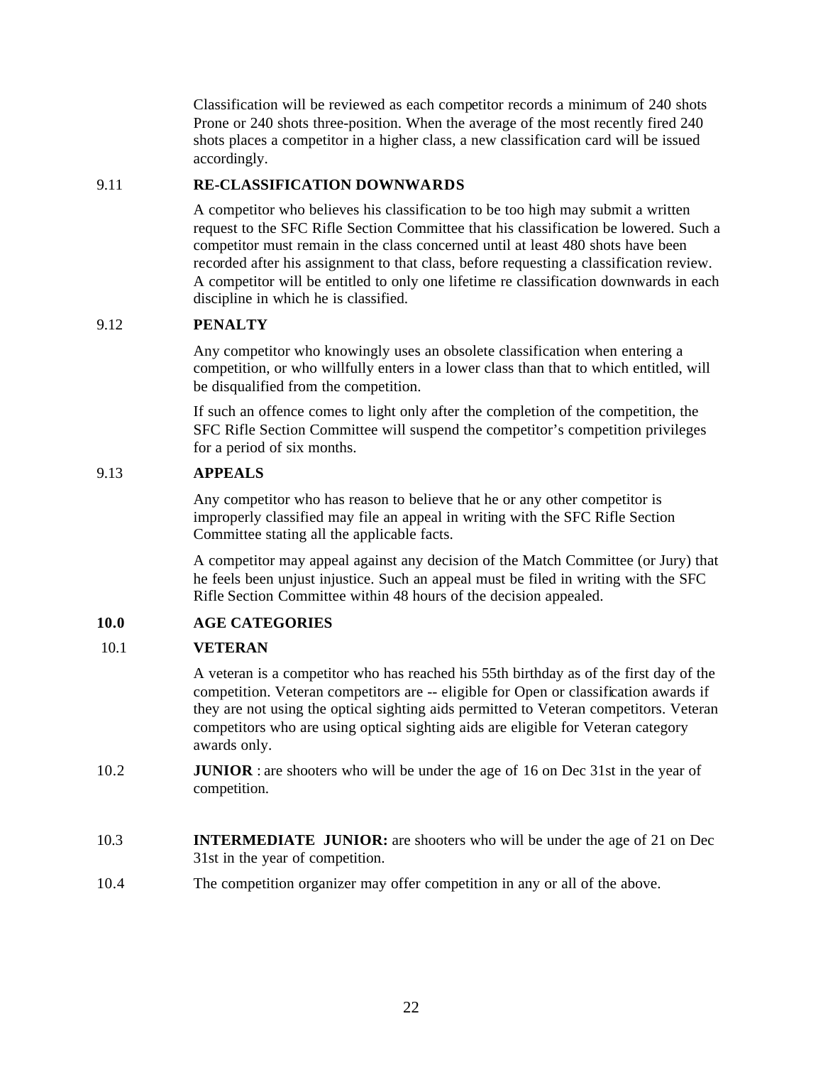Classification will be reviewed as each competitor records a minimum of 240 shots Prone or 240 shots three-position. When the average of the most recently fired 240 shots places a competitor in a higher class, a new classification card will be issued accordingly.

### 9.11 RE-CLASSIFICATION DOWNWARDS

A competitor who believes his classification to be too high may submit a written request to the SFC Rifle Section Committee that his classification be lowered. Such a competitor must remain in the class concerned until at least 480 shots have been recorded after his assignment to that class, before requesting a classification review. A competitor will be entitled to only one lifetime re classification downwards in each discipline in which he is classified.

### 9.12 PENALTY

Any competitor who knowingly uses an obsolete classification when entering a competition, or who willfully enters in a lower class than that to which entitled, will be disqualified from the competition.

If such an offence comes to light only after the completion of the competition, the SFC Rifle Section Committee will suspend the competitor's competition privileges for a period of six months.

### 9.13 APPEALS

Any competitor who has reason to believe that he or any other competitor is improperly classified may file an appeal in writing with the SFC Rifle Section Committee stating all the applicable facts.

A competitor may appeal against any decision of the Match Committee (or Jury) that he feels been unjust injustice. Such an appeal must be filed in writing with the SFC Rifle Section Committee within 48 hours of the decision appealed.

## 10.0 AGE CATEGORIES

### 10.1 VETERAN

A veteran is a competitor who has reached his 55th birthday as of the first day of the competition. Veteran competitors are -- eligible for Open or classification awards if they are not using the optical sighting aids permitted to Veteran competitors. Veteran competitors who are using optical sighting aids are eligible for Veteran category awards only.

10.2 **JUNIOR** : are shooters who will be under the age of 16 on Dec 31st in the year of competition.

10.3 **INTERMEDIATE JUNIOR:** are shooters who will be under the age of 21 on Dec 31st in the year of competition.

10.4 The competition organizer may offer competition in any or all of the above.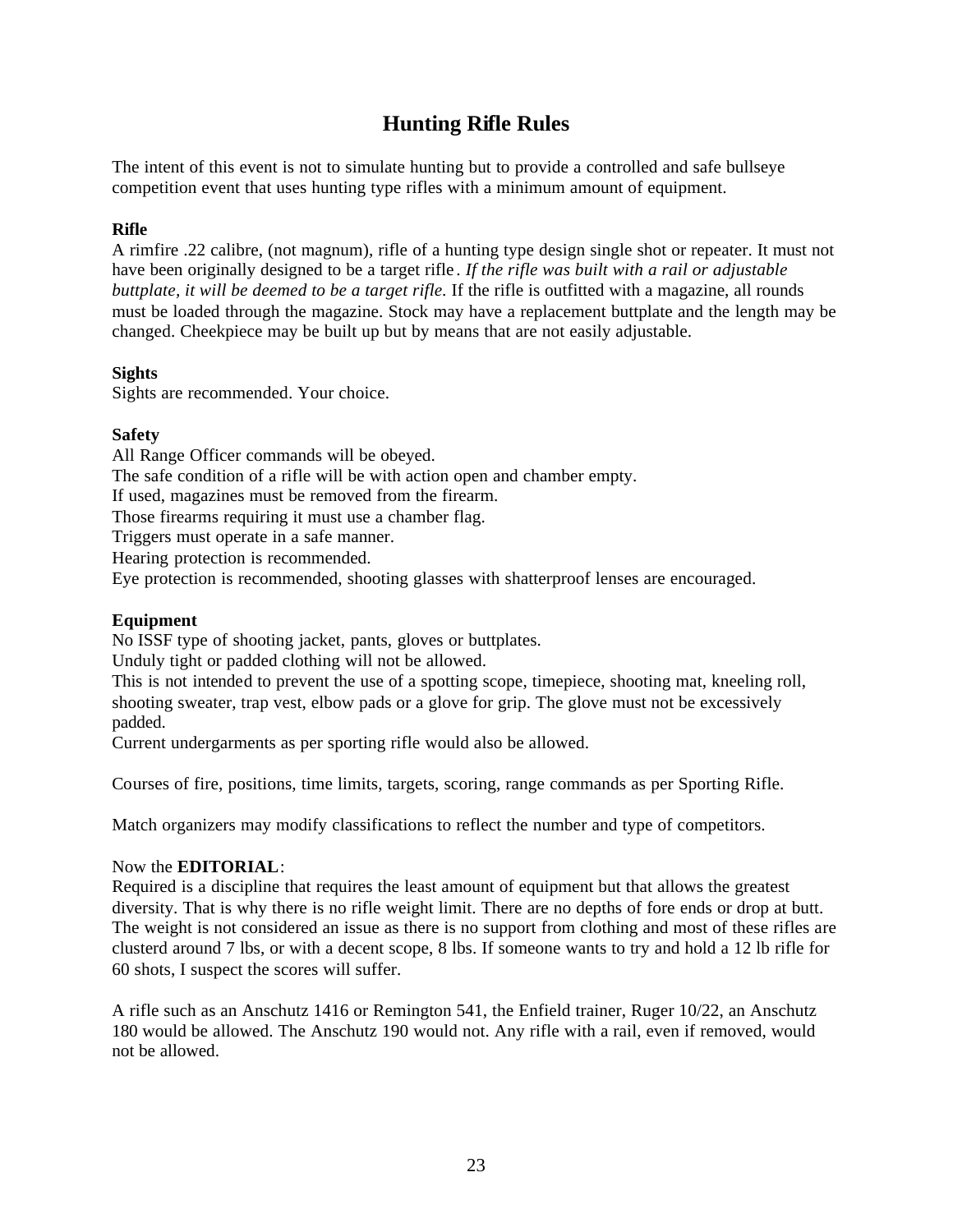# Hunting Rifle Rules

The intent of this event is not to simulate hunting but to provide a controlled and safe bullseye competition event that uses hunting type rifles with a minimum amount of equipment.

**Rifle**
A rimfire .22 calibre, (not magnum), rifle of a hunting type design single shot or repeater. It must not have been originally designed to be a target rifle. *If the rifle was built with a rail or adjustable buttplate, it will be deemed to be a target rifle.* If the rifle is outfitted with a magazine, all rounds must be loaded through the magazine. Stock may have a replacement buttplate and the length may be changed. Cheekpiece may be built up but by means that are not easily adjustable.

**Sights**
Sights are recommended. Your choice.

**Safety**
All Range Officer commands will be obeyed.
The safe condition of a rifle will be with action open and chamber empty.
If used, magazines must be removed from the firearm.
Those firearms requiring it must use a chamber flag.
Triggers must operate in a safe manner.
Hearing protection is recommended.
Eye protection is recommended, shooting glasses with shatterproof lenses are encouraged.

**Equipment**
No ISSF type of shooting jacket, pants, gloves or buttplates.
Unduly tight or padded clothing will not be allowed.
This is not intended to prevent the use of a spotting scope, timepiece, shooting mat, kneeling roll, shooting sweater, trap vest, elbow pads or a glove for grip. The glove must not be excessively padded.
Current undergarments as per sporting rifle would also be allowed.

Courses of fire, positions, time limits, targets, scoring, range commands as per Sporting Rifle.

Match organizers may modify classifications to reflect the number and type of competitors.

Now the **EDITORIAL**:
Required is a discipline that requires the least amount of equipment but that allows the greatest diversity. That is why there is no rifle weight limit. There are no depths of fore ends or drop at butt. The weight is not considered an issue as there is no support from clothing and most of these rifles are clusterd around 7 lbs, or with a decent scope, 8 lbs. If someone wants to try and hold a 12 lb rifle for 60 shots, I suspect the scores will suffer.

A rifle such as an Anschutz 1416 or Remington 541, the Enfield trainer, Ruger 10/22, an Anschutz 180 would be allowed. The Anschutz 190 would not. Any rifle with a rail, even if removed, would not be allowed.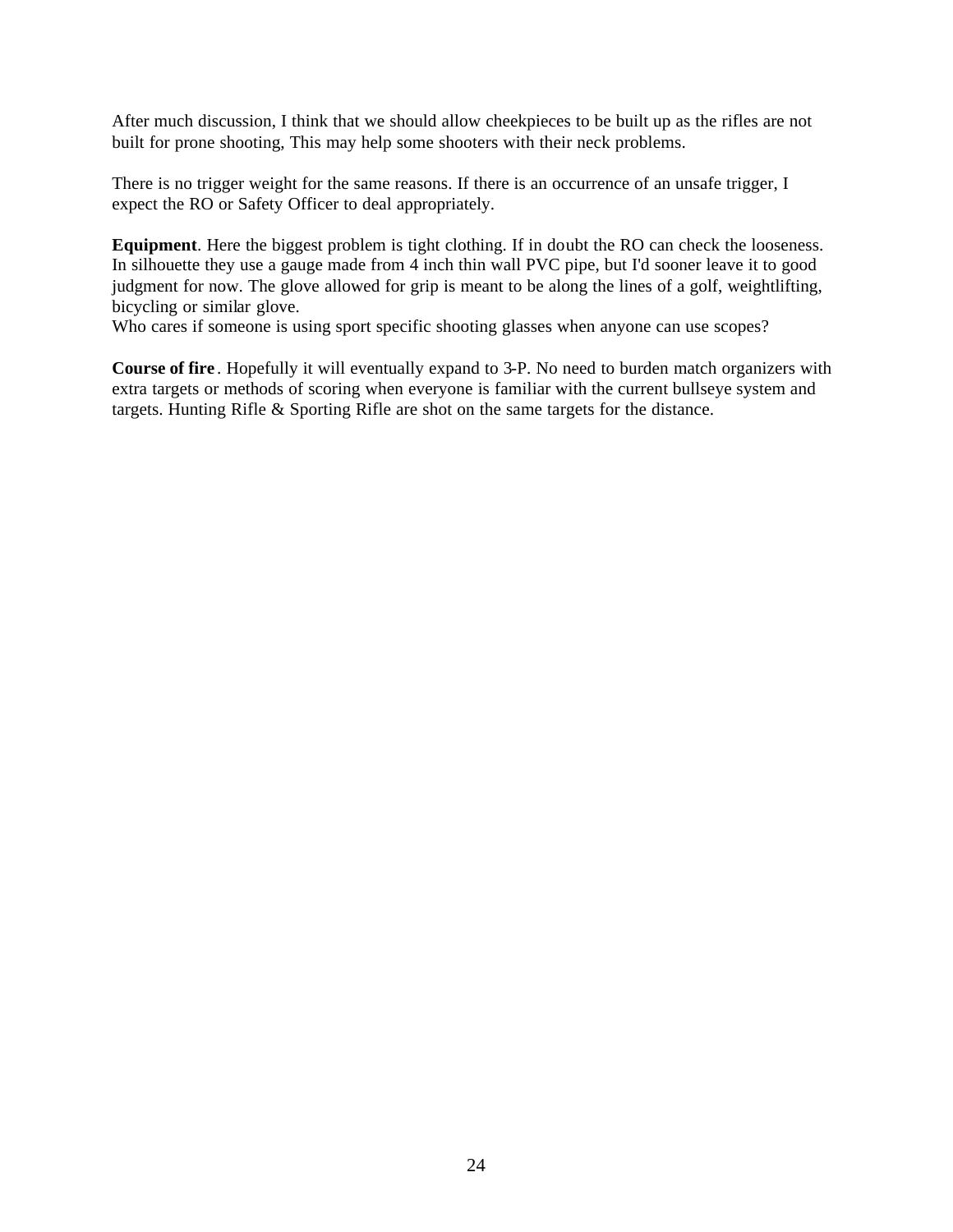After much discussion, I think that we should allow cheekpieces to be built up as the rifles are not built for prone shooting, This may help some shooters with their neck problems.

There is no trigger weight for the same reasons. If there is an occurrence of an unsafe trigger, I expect the RO or Safety Officer to deal appropriately.

**Equipment**. Here the biggest problem is tight clothing. If in doubt the RO can check the looseness. In silhouette they use a gauge made from 4 inch thin wall PVC pipe, but I'd sooner leave it to good judgment for now. The glove allowed for grip is meant to be along the lines of a golf, weightlifting, bicycling or similar glove.
Who cares if someone is using sport specific shooting glasses when anyone can use scopes?

**Course of fire**. Hopefully it will eventually expand to 3-P. No need to burden match organizers with extra targets or methods of scoring when everyone is familiar with the current bullseye system and targets. Hunting Rifle & Sporting Rifle are shot on the same targets for the distance.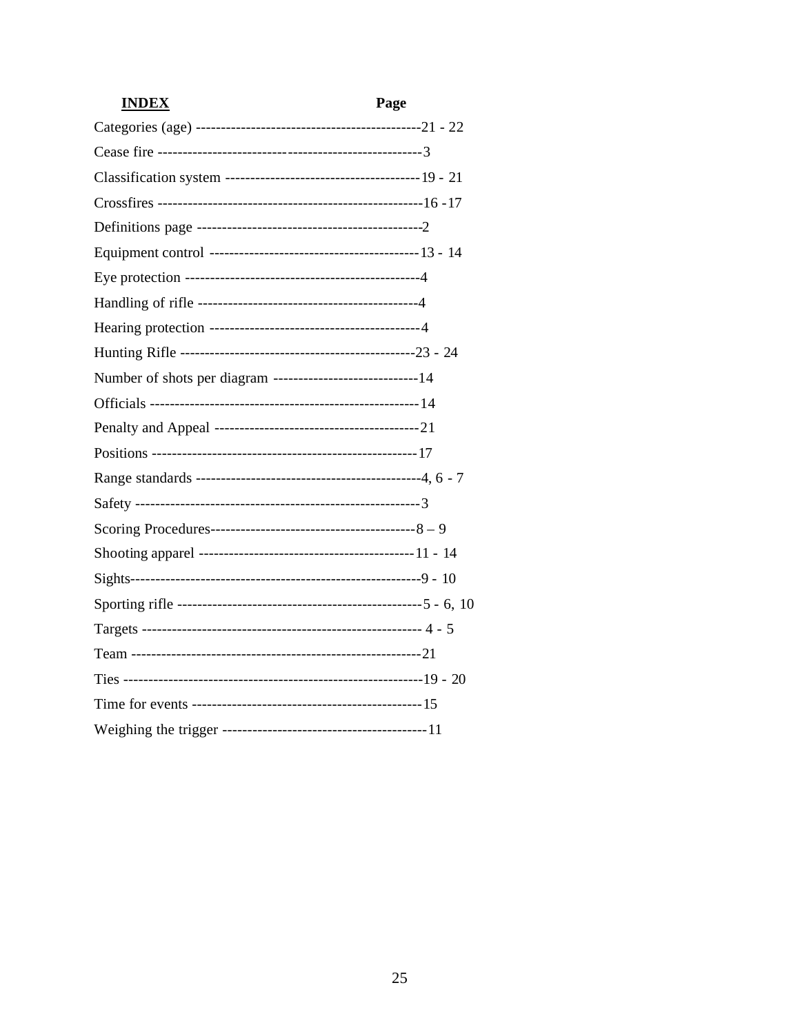**<u>INDEX</u>** **Page**

Categories (age) ---------------------------------------------21 - 22

Cease fire -----------------------------------------------------3

Classification system ---------------------------------------19 - 21

Crossfires -----------------------------------------------------16 -17

Definitions page ---------------------------------------------2

Equipment control -----------------------------------------13 - 14

Eye protection -----------------------------------------------4

Handling of rifle --------------------------------------------4

Hearing protection ------------------------------------------4

Hunting Rifle -----------------------------------------------23 - 24

Number of shots per diagram -----------------------------14

Officials ------------------------------------------------------14

Penalty and Appeal ----------------------------------------21

Positions -----------------------------------------------------17

Range standards ---------------------------------------------4, 6 - 7

Safety ---------------------------------------------------------3

Scoring Procedures-----------------------------------------8 – 9

Shooting apparel -------------------------------------------11 - 14

Sights----------------------------------------------------------9 - 10

Sporting rifle -------------------------------------------------5 - 6, 10

Targets -------------------------------------------------------- 4 - 5

Team ----------------------------------------------------------21

Ties ------------------------------------------------------------19 - 20

Time for events ----------------------------------------------15

Weighing the trigger -----------------------------------------11